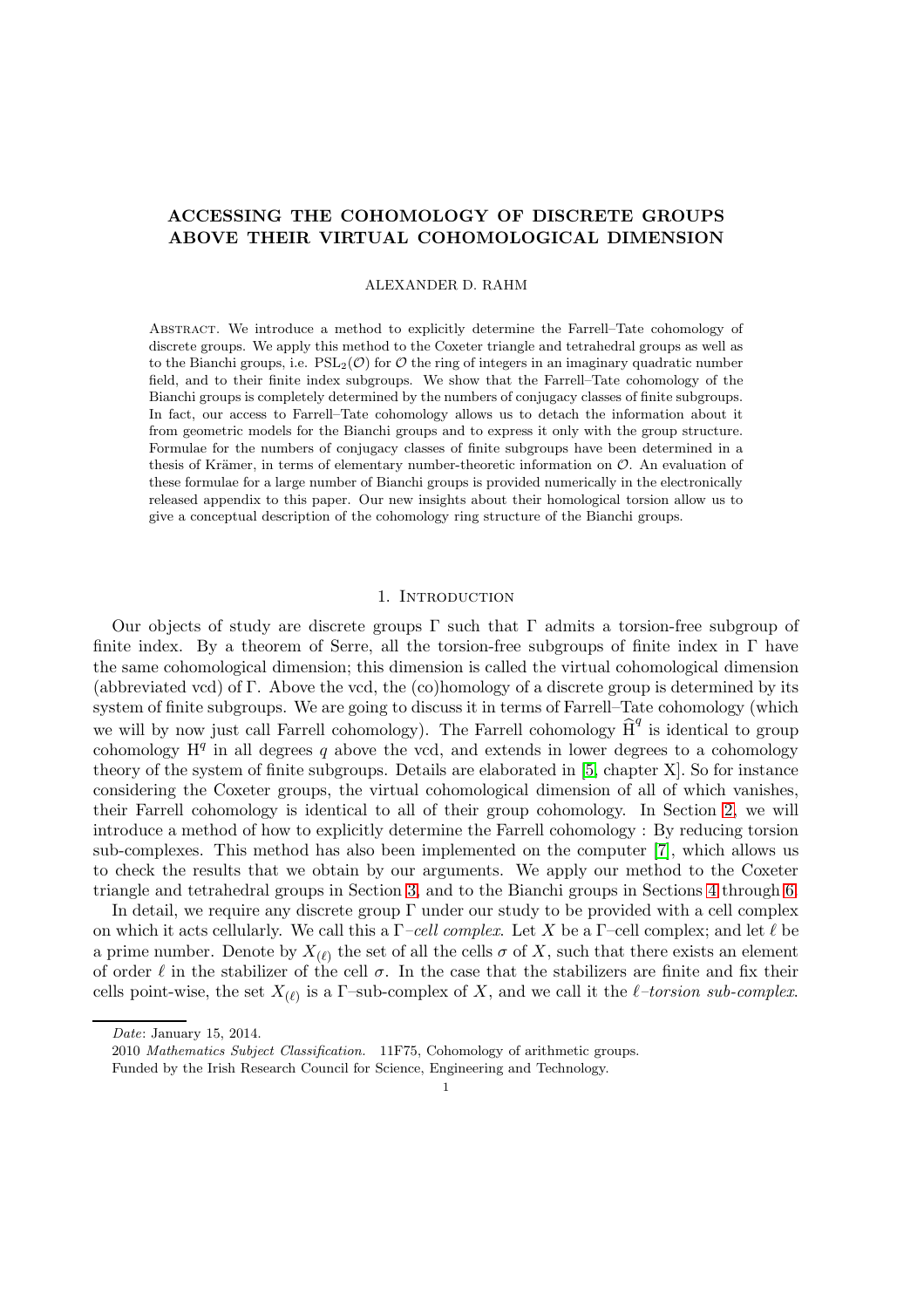# ACCESSING THE COHOMOLOGY OF DISCRETE GROUPS ABOVE THEIR VIRTUAL COHOMOLOGICAL DIMENSION

ALEXANDER D. RAHM

Abstract. We introduce a method to explicitly determine the Farrell–Tate cohomology of discrete groups. We apply this method to the Coxeter triangle and tetrahedral groups as well as to the Bianchi groups, i.e. $\mathrm{PSL}_2(\mathcal{O})$ for $\mathcal{O}$ the ring of integers in an imaginary quadratic number field, and to their finite index subgroups. We show that the Farrell–Tate cohomology of the Bianchi groups is completely determined by the numbers of conjugacy classes of finite subgroups. In fact, our access to Farrell–Tate cohomology allows us to detach the information about it from geometric models for the Bianchi groups and to express it only with the group structure. Formulae for the numbers of conjugacy classes of finite subgroups have been determined in a thesis of Krämer, in terms of elementary number-theoretic information on $\mathcal{O}$. An evaluation of these formulae for a large number of Bianchi groups is provided numerically in the electronically released appendix to this paper. Our new insights about their homological torsion allow us to give a conceptual description of the cohomology ring structure of the Bianchi groups.

## 1. Introduction

Our objects of study are discrete groups $\Gamma$ such that $\Gamma$ admits a torsion-free subgroup of finite index. By a theorem of Serre, all the torsion-free subgroups of finite index in $\Gamma$ have the same cohomological dimension; this dimension is called the virtual cohomological dimension (abbreviated vcd) of $\Gamma$. Above the vcd, the (co)homology of a discrete group is determined by its system of finite subgroups. We are going to discuss it in terms of Farrell–Tate cohomology (which we will by now just call Farrell cohomology). The Farrell cohomology $\widehat{\mathrm{H}}^q$ is identical to group cohomology $\mathrm{H}^q$ in all degrees $q$ above the vcd, and extends in lower degrees to a cohomology theory of the system of finite subgroups. Details are elaborated in [5, chapter X]. So for instance considering the Coxeter groups, the virtual cohomological dimension of all of which vanishes, their Farrell cohomology is identical to all of their group cohomology. In Section 2, we will introduce a method of how to explicitly determine the Farrell cohomology : By reducing torsion sub-complexes. This method has also been implemented on the computer [7], which allows us to check the results that we obtain by our arguments. We apply our method to the Coxeter triangle and tetrahedral groups in Section 3, and to the Bianchi groups in Sections 4 through 6.

In detail, we require any discrete group $\Gamma$ under our study to be provided with a cell complex on which it acts cellularly. We call this a $\Gamma$*–cell complex*. Let $X$ be a $\Gamma$–cell complex; and let $\ell$ be a prime number. Denote by $X_{(\ell)}$ the set of all the cells $\sigma$ of $X$, such that there exists an element of order $\ell$ in the stabilizer of the cell $\sigma$. In the case that the stabilizers are finite and fix their cells point-wise, the set $X_{(\ell)}$ is a $\Gamma$–sub-complex of $X$, and we call it the $\ell$*–torsion sub-complex*.

*Date*: January 15, 2014.

2010 *Mathematics Subject Classification.* 11F75, Cohomology of arithmetic groups.

Funded by the Irish Research Council for Science, Engineering and Technology.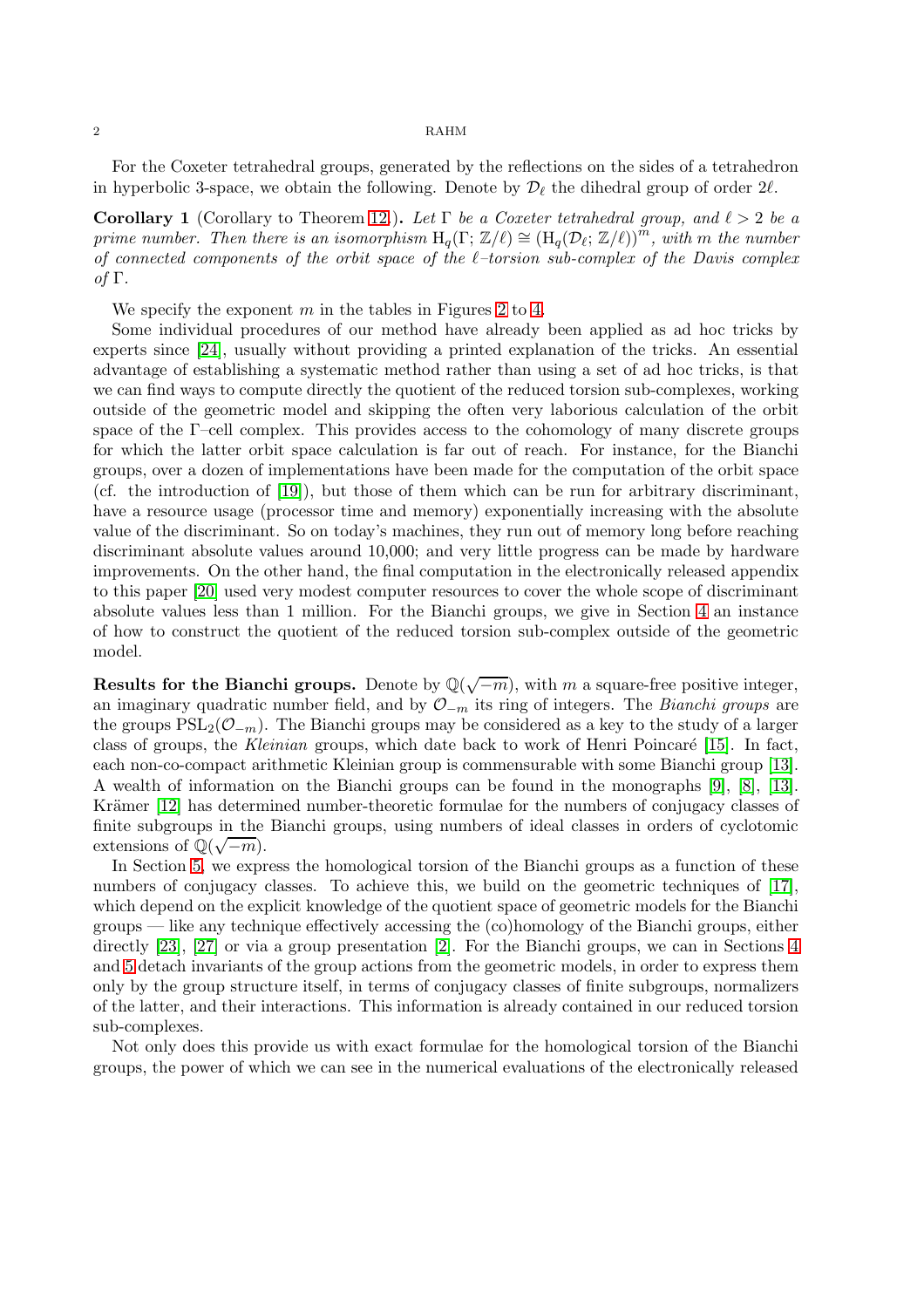For the Coxeter tetrahedral groups, generated by the reflections on the sides of a tetrahedron in hyperbolic 3-space, we obtain the following. Denote by $\mathcal{D}_\ell$ the dihedral group of order $2\ell$.

**Corollary 1** (Corollary to Theorem 12)**.** *Let $\Gamma$ be a Coxeter tetrahedral group, and $\ell > 2$ be a prime number. Then there is an isomorphism $\mathrm{H}_q(\Gamma; \mathbb{Z}/\ell) \cong (\mathrm{H}_q(\mathcal{D}_\ell; \mathbb{Z}/\ell))^m$, with $m$ the number of connected components of the orbit space of the $\ell$–torsion sub-complex of the Davis complex of $\Gamma$.*

We specify the exponent $m$ in the tables in Figures 2 to 4.

Some individual procedures of our method have already been applied as ad hoc tricks by experts since [24], usually without providing a printed explanation of the tricks. An essential advantage of establishing a systematic method rather than using a set of ad hoc tricks, is that we can find ways to compute directly the quotient of the reduced torsion sub-complexes, working outside of the geometric model and skipping the often very laborious calculation of the orbit space of the $\Gamma$–cell complex. This provides access to the cohomology of many discrete groups for which the latter orbit space calculation is far out of reach. For instance, for the Bianchi groups, over a dozen of implementations have been made for the computation of the orbit space (cf. the introduction of [19]), but those of them which can be run for arbitrary discriminant, have a resource usage (processor time and memory) exponentially increasing with the absolute value of the discriminant. So on today's machines, they run out of memory long before reaching discriminant absolute values around 10,000; and very little progress can be made by hardware improvements. On the other hand, the final computation in the electronically released appendix to this paper [20] used very modest computer resources to cover the whole scope of discriminant absolute values less than 1 million. For the Bianchi groups, we give in Section 4 an instance of how to construct the quotient of the reduced torsion sub-complex outside of the geometric model.

**Results for the Bianchi groups.** Denote by $\mathbb{Q}(\sqrt{-m})$, with $m$ a square-free positive integer, an imaginary quadratic number field, and by $\mathcal{O}_{-m}$ its ring of integers. The *Bianchi groups* are the groups $\mathrm{PSL}_2(\mathcal{O}_{-m})$. The Bianchi groups may be considered as a key to the study of a larger class of groups, the *Kleinian* groups, which date back to work of Henri Poincaré [15]. In fact, each non-co-compact arithmetic Kleinian group is commensurable with some Bianchi group [13]. A wealth of information on the Bianchi groups can be found in the monographs [9], [8], [13]. Krämer [12] has determined number-theoretic formulae for the numbers of conjugacy classes of finite subgroups in the Bianchi groups, using numbers of ideal classes in orders of cyclotomic extensions of $\mathbb{Q}(\sqrt{-m})$.

In Section 5, we express the homological torsion of the Bianchi groups as a function of these numbers of conjugacy classes. To achieve this, we build on the geometric techniques of [17], which depend on the explicit knowledge of the quotient space of geometric models for the Bianchi groups — like any technique effectively accessing the (co)homology of the Bianchi groups, either directly [23], [27] or via a group presentation [2]. For the Bianchi groups, we can in Sections 4 and 5 detach invariants of the group actions from the geometric models, in order to express them only by the group structure itself, in terms of conjugacy classes of finite subgroups, normalizers of the latter, and their interactions. This information is already contained in our reduced torsion sub-complexes.

Not only does this provide us with exact formulae for the homological torsion of the Bianchi groups, the power of which we can see in the numerical evaluations of the electronically released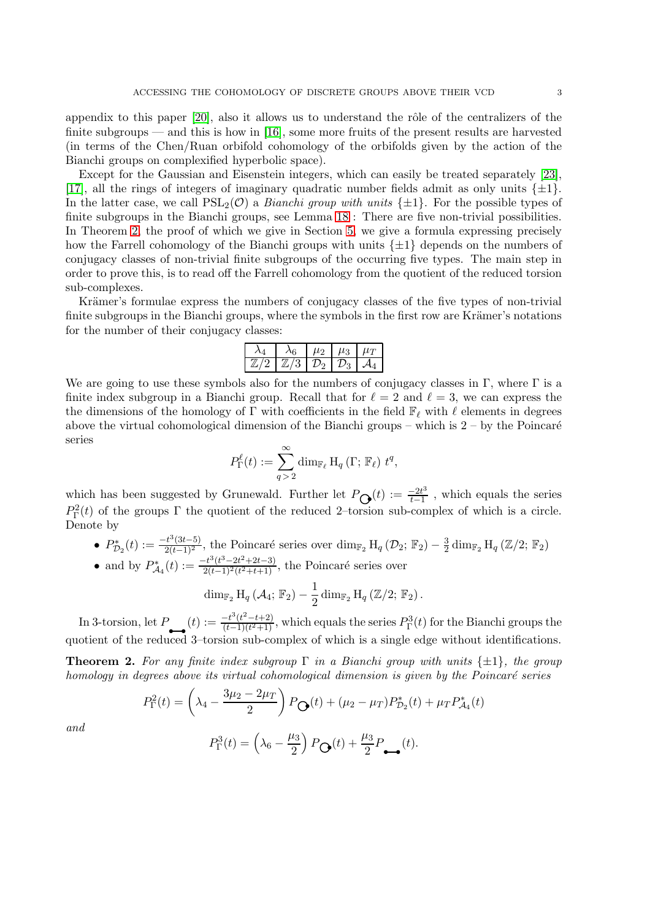appendix to this paper [20], also it allows us to understand the rôle of the centralizers of the finite subgroups — and this is how in [16], some more fruits of the present results are harvested (in terms of the Chen/Ruan orbifold cohomology of the orbifolds given by the action of the Bianchi groups on complexified hyperbolic space).

Except for the Gaussian and Eisenstein integers, which can easily be treated separately [23], [17], all the rings of integers of imaginary quadratic number fields admit as only units $\{\pm 1\}$. In the latter case, we call $\mathrm{PSL}_2(\mathcal{O})$ a *Bianchi group with units* $\{\pm 1\}$. For the possible types of finite subgroups in the Bianchi groups, see Lemma 18 : There are five non-trivial possibilities. In Theorem 2, the proof of which we give in Section 5, we give a formula expressing precisely how the Farrell cohomology of the Bianchi groups with units $\{\pm 1\}$ depends on the numbers of conjugacy classes of non-trivial finite subgroups of the occurring five types. The main step in order to prove this, is to read off the Farrell cohomology from the quotient of the reduced torsion sub-complexes.

Krämer's formulae express the numbers of conjugacy classes of the five types of non-trivial finite subgroups in the Bianchi groups, where the symbols in the first row are Krämer's notations for the number of their conjugacy classes:

| $\lambda_4$ | $\lambda_6$ | $\mu_2$ | $\mu_3$ | $\mu_T$ |
|---|---|---|---|---|
| $\mathbb{Z}/2$ | $\mathbb{Z}/3$ | $\mathcal{D}_2$ | $\mathcal{D}_3$ | $\mathcal{A}_4$ |

We are going to use these symbols also for the numbers of conjugacy classes in $\Gamma$, where $\Gamma$ is a finite index subgroup in a Bianchi group. Recall that for $\ell = 2$ and $\ell = 3$, we can express the the dimensions of the homology of $\Gamma$ with coefficients in the field $\mathbb{F}_\ell$ with $\ell$ elements in degrees above the virtual cohomological dimension of the Bianchi groups – which is 2 – by the Poincaré series

$$P^\ell_\Gamma(t) := \sum_{q>2}^{\infty} \dim_{\mathbb{F}_\ell} \mathrm{H}_q\left(\Gamma;\, \mathbb{F}_\ell\right)\, t^q,$$

which has been suggested by Grunewald. Further let $P_{\bigcirc}(t) := \frac{-2t^3}{t-1}$ , which equals the series $P^2_\Gamma(t)$ of the groups $\Gamma$ the quotient of the reduced 2–torsion sub-complex of which is a circle. Denote by

- $P^*_{\mathcal{D}_2}(t) := \frac{-t^3(3t-5)}{2(t-1)^2}$, the Poincaré series over $\dim_{\mathbb{F}_2} \mathrm{H}_q\left(\mathcal{D}_2;\, \mathbb{F}_2\right) - \frac{3}{2}\dim_{\mathbb{F}_2} \mathrm{H}_q\left(\mathbb{Z}/2;\, \mathbb{F}_2\right)$
- and by $P^*_{\mathcal{A}_4}(t) := \frac{-t^3(t^3-2t^2+2t-3)}{2(t-1)^2(t^2+t+1)}$, the Poincaré series over

$$\dim_{\mathbb{F}_2} \mathrm{H}_q\left(\mathcal{A}_4;\, \mathbb{F}_2\right) - \frac{1}{2}\dim_{\mathbb{F}_2} \mathrm{H}_q\left(\mathbb{Z}/2;\, \mathbb{F}_2\right).$$

In 3-torsion, let $P_{\bullet\!-\!\bullet}(t) := \frac{-t^3(t^2-t+2)}{(t-1)(t^2+1)}$, which equals the series $P^3_\Gamma(t)$ for the Bianchi groups the quotient of the reduced 3–torsion sub-complex of which is a single edge without identifications.

**Theorem 2.** *For any finite index subgroup $\Gamma$ in a Bianchi group with units $\{\pm 1\}$, the group homology in degrees above its virtual cohomological dimension is given by the Poincaré series*

$$P^2_\Gamma(t) = \left(\lambda_4 - \frac{3\mu_2 - 2\mu_T}{2}\right) P_{\bigcirc}(t) + (\mu_2 - \mu_T)P^*_{\mathcal{D}_2}(t) + \mu_T P^*_{\mathcal{A}_4}(t)$$

*and*

$$P^3_\Gamma(t) = \left(\lambda_6 - \frac{\mu_3}{2}\right) P_{\bigcirc}(t) + \frac{\mu_3}{2} P_{\bullet\!-\!\bullet}(t).$$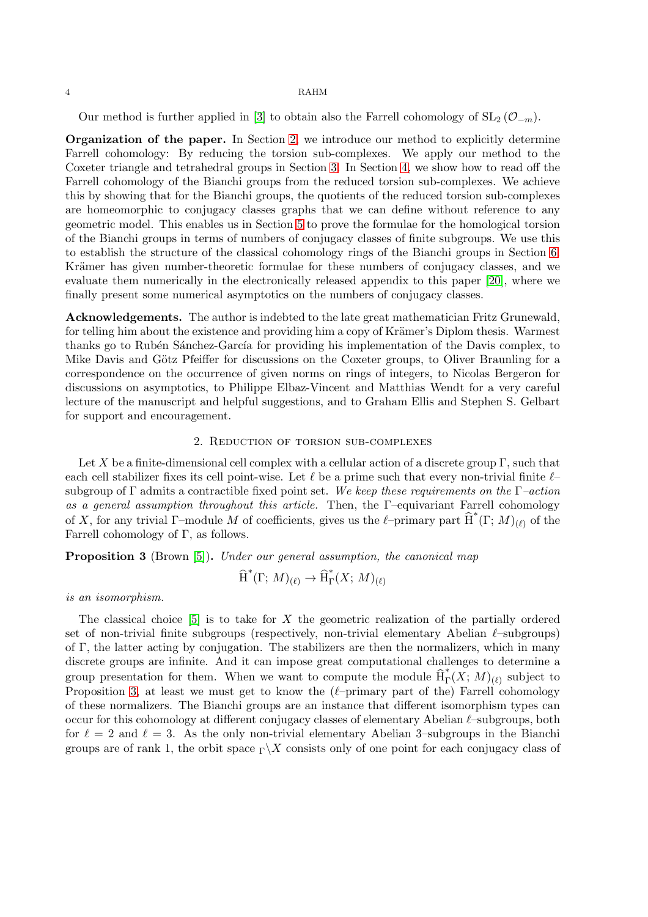Our method is further applied in [3] to obtain also the Farrell cohomology of $\mathrm{SL}_2(\mathcal{O}_{-m})$.

**Organization of the paper.** In Section 2, we introduce our method to explicitly determine Farrell cohomology: By reducing the torsion sub-complexes. We apply our method to the Coxeter triangle and tetrahedral groups in Section 3. In Section 4, we show how to read off the Farrell cohomology of the Bianchi groups from the reduced torsion sub-complexes. We achieve this by showing that for the Bianchi groups, the quotients of the reduced torsion sub-complexes are homeomorphic to conjugacy classes graphs that we can define without reference to any geometric model. This enables us in Section 5 to prove the formulae for the homological torsion of the Bianchi groups in terms of numbers of conjugacy classes of finite subgroups. We use this to establish the structure of the classical cohomology rings of the Bianchi groups in Section 6. Krämer has given number-theoretic formulae for these numbers of conjugacy classes, and we evaluate them numerically in the electronically released appendix to this paper [20], where we finally present some numerical asymptotics on the numbers of conjugacy classes.

**Acknowledgements.** The author is indebted to the late great mathematician Fritz Grunewald, for telling him about the existence and providing him a copy of Krämer's Diplom thesis. Warmest thanks go to Rubén Sánchez-García for providing his implementation of the Davis complex, to Mike Davis and Götz Pfeiffer for discussions on the Coxeter groups, to Oliver Braunling for a correspondence on the occurrence of given norms on rings of integers, to Nicolas Bergeron for discussions on asymptotics, to Philippe Elbaz-Vincent and Matthias Wendt for a very careful lecture of the manuscript and helpful suggestions, and to Graham Ellis and Stephen S. Gelbart for support and encouragement.

## 2. Reduction of torsion sub-complexes

Let $X$ be a finite-dimensional cell complex with a cellular action of a discrete group $\Gamma$, such that each cell stabilizer fixes its cell point-wise. Let $\ell$ be a prime such that every non-trivial finite $\ell$–subgroup of $\Gamma$ admits a contractible fixed point set. *We keep these requirements on the $\Gamma$–action as a general assumption throughout this article.* Then, the $\Gamma$–equivariant Farrell cohomology of $X$, for any trivial $\Gamma$–module $M$ of coefficients, gives us the $\ell$–primary part $\widehat{\mathrm{H}}^*(\Gamma;\, M)_{(\ell)}$ of the Farrell cohomology of $\Gamma$, as follows.

**Proposition 3** (Brown [5])**.** *Under our general assumption, the canonical map*

$$\widehat{\mathrm{H}}^*(\Gamma;\, M)_{(\ell)} \to \widehat{\mathrm{H}}^*_\Gamma(X;\, M)_{(\ell)}$$

*is an isomorphism.*

The classical choice [5] is to take for $X$ the geometric realization of the partially ordered set of non-trivial finite subgroups (respectively, non-trivial elementary Abelian $\ell$–subgroups) of $\Gamma$, the latter acting by conjugation. The stabilizers are then the normalizers, which in many discrete groups are infinite. And it can impose great computational challenges to determine a group presentation for them. When we want to compute the module $\widehat{\mathrm{H}}^*_\Gamma(X;\, M)_{(\ell)}$ subject to Proposition 3, at least we must get to know the ($\ell$–primary part of the) Farrell cohomology of these normalizers. The Bianchi groups are an instance that different isomorphism types can occur for this cohomology at different conjugacy classes of elementary Abelian $\ell$–subgroups, both for $\ell = 2$ and $\ell = 3$. As the only non-trivial elementary Abelian 3–subgroups in the Bianchi groups are of rank 1, the orbit space ${}_\Gamma\backslash X$ consists only of one point for each conjugacy class of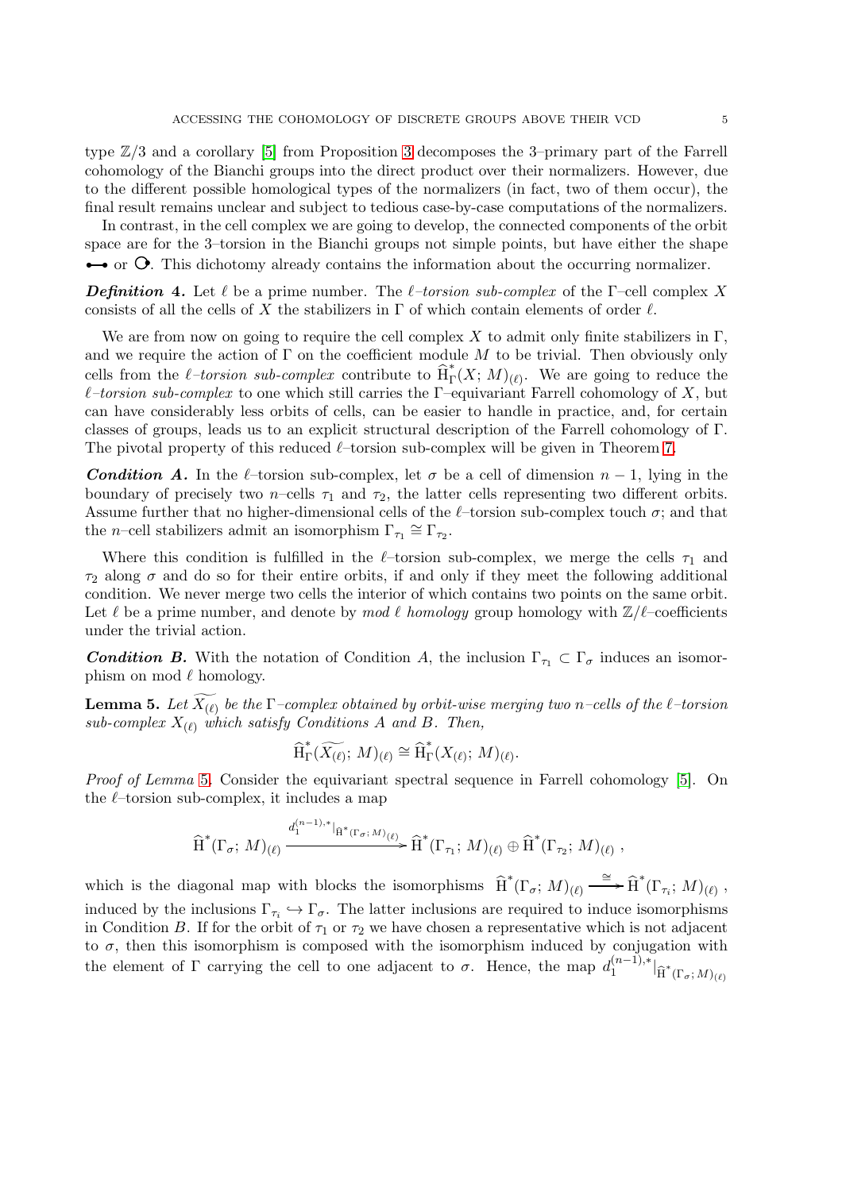type $\mathbb{Z}/3$ and a corollary [5] from Proposition 3 decomposes the 3–primary part of the Farrell cohomology of the Bianchi groups into the direct product over their normalizers. However, due to the different possible homological types of the normalizers (in fact, two of them occur), the final result remains unclear and subject to tedious case-by-case computations of the normalizers.

In contrast, in the cell complex we are going to develop, the connected components of the orbit space are for the 3–torsion in the Bianchi groups not simple points, but have either the shape •—• or ⟳. This dichotomy already contains the information about the occurring normalizer.

***Definition* 4.** Let $\ell$ be a prime number. The *$\ell$–torsion sub-complex* of the $\Gamma$–cell complex $X$ consists of all the cells of $X$ the stabilizers in $\Gamma$ of which contain elements of order $\ell$.

We are from now on going to require the cell complex $X$ to admit only finite stabilizers in $\Gamma$, and we require the action of $\Gamma$ on the coefficient module $M$ to be trivial. Then obviously only cells from the *$\ell$–torsion sub-complex* contribute to $\widehat{\mathrm{H}}^*_\Gamma(X;\, M)_{(\ell)}$. We are going to reduce the *$\ell$–torsion sub-complex* to one which still carries the $\Gamma$–equivariant Farrell cohomology of $X$, but can have considerably less orbits of cells, can be easier to handle in practice, and, for certain classes of groups, leads us to an explicit structural description of the Farrell cohomology of $\Gamma$. The pivotal property of this reduced $\ell$–torsion sub-complex will be given in Theorem 7.

***Condition A.*** In the $\ell$–torsion sub-complex, let $\sigma$ be a cell of dimension $n-1$, lying in the boundary of precisely two $n$–cells $\tau_1$ and $\tau_2$, the latter cells representing two different orbits. Assume further that no higher-dimensional cells of the $\ell$–torsion sub-complex touch $\sigma$; and that the $n$–cell stabilizers admit an isomorphism $\Gamma_{\tau_1} \cong \Gamma_{\tau_2}$.

Where this condition is fulfilled in the $\ell$–torsion sub-complex, we merge the cells $\tau_1$ and $\tau_2$ along $\sigma$ and do so for their entire orbits, if and only if they meet the following additional condition. We never merge two cells the interior of which contains two points on the same orbit. Let $\ell$ be a prime number, and denote by *mod $\ell$ homology* group homology with $\mathbb{Z}/\ell$–coefficients under the trivial action.

***Condition B.*** With the notation of Condition A, the inclusion $\Gamma_{\tau_1} \subset \Gamma_\sigma$ induces an isomorphism on mod $\ell$ homology.

**Lemma 5.** *Let $\widetilde{X_{(\ell)}}$ be the $\Gamma$–complex obtained by orbit-wise merging two $n$–cells of the $\ell$–torsion sub-complex $X_{(\ell)}$ which satisfy Conditions A and B. Then,*

$$\widehat{\mathrm{H}}^*_\Gamma(\widetilde{X_{(\ell)}};\, M)_{(\ell)} \cong \widehat{\mathrm{H}}^*_\Gamma(X_{(\ell)};\, M)_{(\ell)}.$$

*Proof of Lemma* 5. Consider the equivariant spectral sequence in Farrell cohomology [5]. On the $\ell$–torsion sub-complex, it includes a map

$$\widehat{\mathrm{H}}^*(\Gamma_\sigma;\, M)_{(\ell)} \xrightarrow{d_1^{(n-1),*}|_{\widehat{\mathrm{H}}^*(\Gamma_\sigma;\, M)_{(\ell)}}} \widehat{\mathrm{H}}^*(\Gamma_{\tau_1};\, M)_{(\ell)} \oplus \widehat{\mathrm{H}}^*(\Gamma_{\tau_2};\, M)_{(\ell)}\ ,$$

which is the diagonal map with blocks the isomorphisms $\widehat{\mathrm{H}}^*(\Gamma_\sigma;\, M)_{(\ell)} \xrightarrow{\cong} \widehat{\mathrm{H}}^*(\Gamma_{\tau_i};\, M)_{(\ell)}$, induced by the inclusions $\Gamma_{\tau_i} \hookrightarrow \Gamma_\sigma$. The latter inclusions are required to induce isomorphisms in Condition $B$. If for the orbit of $\tau_1$ or $\tau_2$ we have chosen a representative which is not adjacent to $\sigma$, then this isomorphism is composed with the isomorphism induced by conjugation with the element of $\Gamma$ carrying the cell to one adjacent to $\sigma$. Hence, the map $d_1^{(n-1),*}|_{\widehat{\mathrm{H}}^*(\Gamma_\sigma;\, M)_{(\ell)}}$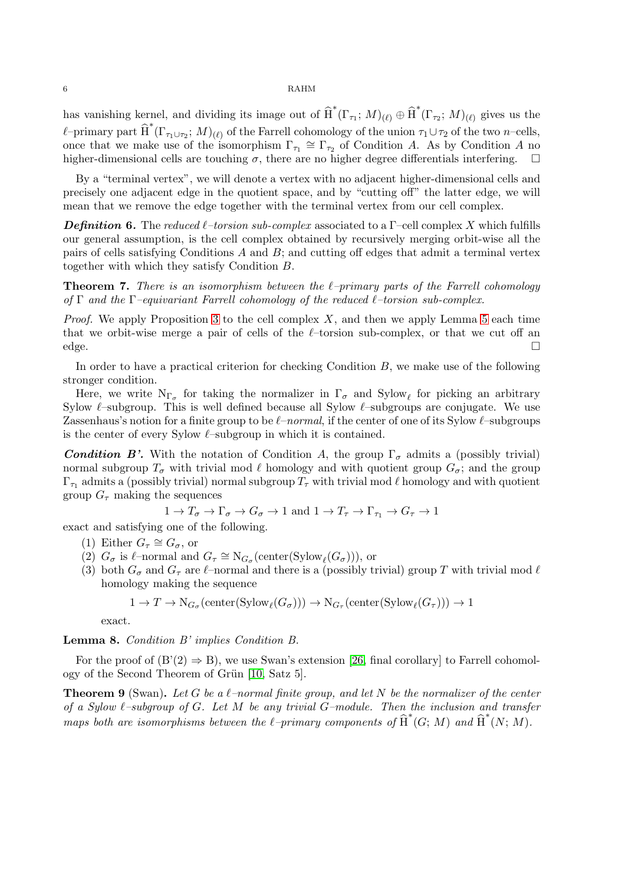has vanishing kernel, and dividing its image out of $\widehat{\mathrm{H}}^*(\Gamma_{\tau_1};\, M)_{(\ell)} \oplus \widehat{\mathrm{H}}^*(\Gamma_{\tau_2};\, M)_{(\ell)}$ gives us the $\ell$–primary part $\widehat{\mathrm{H}}^*(\Gamma_{\tau_1 \cup \tau_2};\, M)_{(\ell)}$ of the Farrell cohomology of the union $\tau_1 \cup \tau_2$ of the two $n$–cells, once that we make use of the isomorphism $\Gamma_{\tau_1} \cong \Gamma_{\tau_2}$ of Condition $A$. As by Condition $A$ no higher-dimensional cells are touching $\sigma$, there are no higher degree differentials interfering. □

By a "terminal vertex", we will denote a vertex with no adjacent higher-dimensional cells and precisely one adjacent edge in the quotient space, and by "cutting off" the latter edge, we will mean that we remove the edge together with the terminal vertex from our cell complex.

***Definition* 6.** The *reduced $\ell$–torsion sub-complex* associated to a $\Gamma$–cell complex $X$ which fulfills our general assumption, is the cell complex obtained by recursively merging orbit-wise all the pairs of cells satisfying Conditions $A$ and $B$; and cutting off edges that admit a terminal vertex together with which they satisfy Condition $B$.

**Theorem 7.** *There is an isomorphism between the $\ell$–primary parts of the Farrell cohomology of $\Gamma$ and the $\Gamma$–equivariant Farrell cohomology of the reduced $\ell$–torsion sub-complex.*

*Proof.* We apply Proposition 3 to the cell complex $X$, and then we apply Lemma 5 each time that we orbit-wise merge a pair of cells of the $\ell$–torsion sub-complex, or that we cut off an edge. □

In order to have a practical criterion for checking Condition $B$, we make use of the following stronger condition.

Here, we write $\mathrm{N}_{\Gamma_\sigma}$ for taking the normalizer in $\Gamma_\sigma$ and $\mathrm{Sylow}_\ell$ for picking an arbitrary Sylow $\ell$–subgroup. This is well defined because all Sylow $\ell$–subgroups are conjugate. We use Zassenhaus's notion for a finite group to be *$\ell$–normal*, if the center of one of its Sylow $\ell$–subgroups is the center of every Sylow $\ell$–subgroup in which it is contained.

***Condition B'.*** With the notation of Condition $A$, the group $\Gamma_\sigma$ admits a (possibly trivial) normal subgroup $T_\sigma$ with trivial mod $\ell$ homology and with quotient group $G_\sigma$; and the group $\Gamma_{\tau_1}$ admits a (possibly trivial) normal subgroup $T_\tau$ with trivial mod $\ell$ homology and with quotient group $G_\tau$ making the sequences

$$1 \to T_\sigma \to \Gamma_\sigma \to G_\sigma \to 1 \text{ and } 1 \to T_\tau \to \Gamma_{\tau_1} \to G_\tau \to 1$$

exact and satisfying one of the following.

(1) Either $G_\tau \cong G_\sigma$, or
(2) $G_\sigma$ is $\ell$–normal and $G_\tau \cong \mathrm{N}_{G_\sigma}(\mathrm{center}(\mathrm{Sylow}_\ell(G_\sigma)))$, or
(3) both $G_\sigma$ and $G_\tau$ are $\ell$–normal and there is a (possibly trivial) group $T$ with trivial mod $\ell$ homology making the sequence

$$1 \to T \to \mathrm{N}_{G_\sigma}(\mathrm{center}(\mathrm{Sylow}_\ell(G_\sigma))) \to \mathrm{N}_{G_\tau}(\mathrm{center}(\mathrm{Sylow}_\ell(G_\tau))) \to 1$$

exact.

**Lemma 8.** *Condition B' implies Condition B.*

For the proof of (B'(2) $\Rightarrow$ B), we use Swan's extension [26, final corollary] to Farrell cohomology of the Second Theorem of Grün [10, Satz 5].

**Theorem 9** (Swan)**.** *Let $G$ be a $\ell$–normal finite group, and let $N$ be the normalizer of the center of a Sylow $\ell$–subgroup of $G$. Let $M$ be any trivial $G$–module. Then the inclusion and transfer maps both are isomorphisms between the $\ell$–primary components of $\widehat{\mathrm{H}}^*(G;\, M)$ and $\widehat{\mathrm{H}}^*(N;\, M)$.*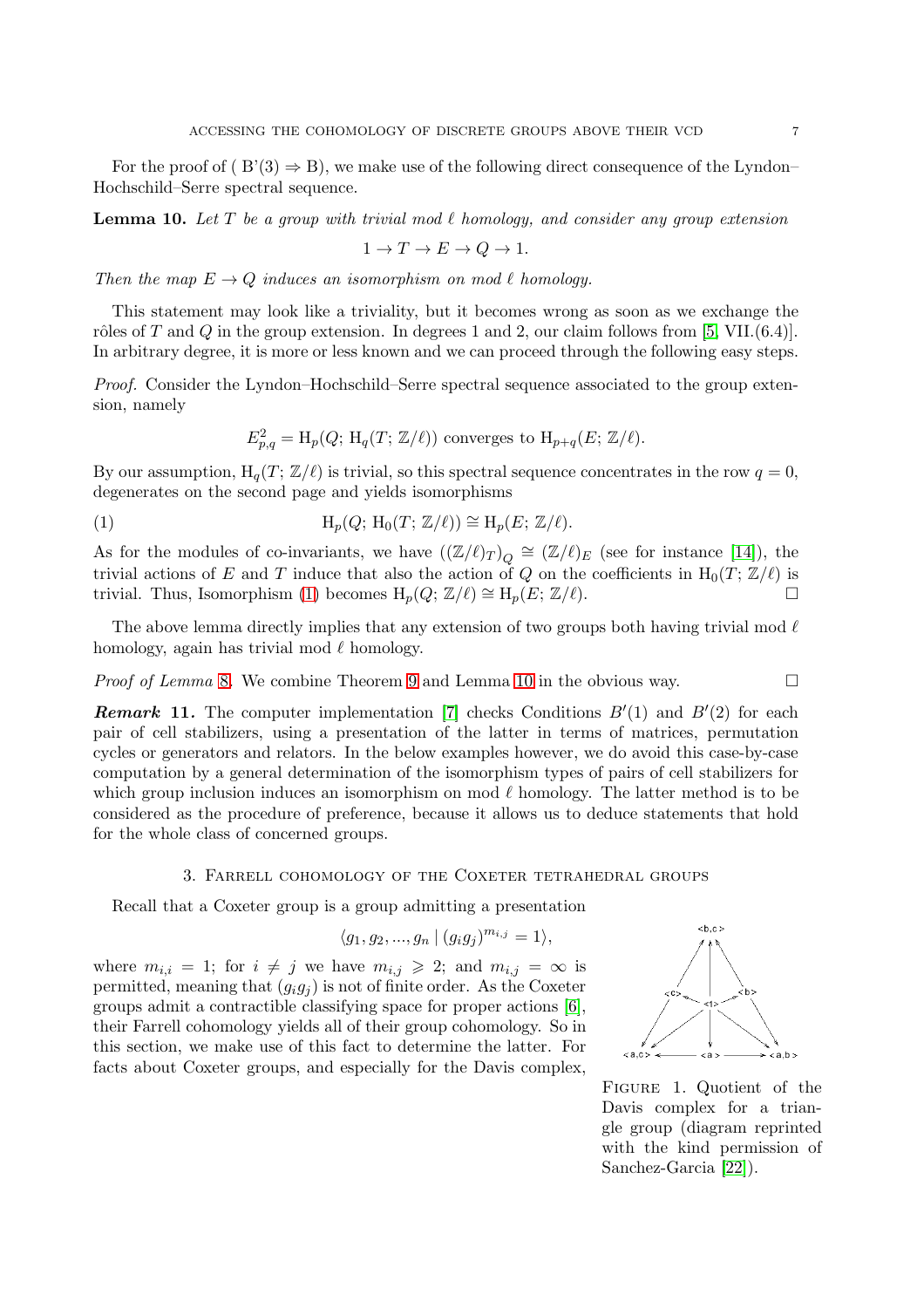For the proof of ( B'(3) $\Rightarrow$ B), we make use of the following direct consequence of the Lyndon–Hochschild–Serre spectral sequence.

**Lemma 10.** *Let $T$ be a group with trivial mod $\ell$ homology, and consider any group extension*

$$1 \to T \to E \to Q \to 1.$$

*Then the map $E \to Q$ induces an isomorphism on mod $\ell$ homology.*

This statement may look like a triviality, but it becomes wrong as soon as we exchange the rôles of $T$ and $Q$ in the group extension. In degrees 1 and 2, our claim follows from [5, VII.(6.4)]. In arbitrary degree, it is more or less known and we can proceed through the following easy steps.

*Proof.* Consider the Lyndon–Hochschild–Serre spectral sequence associated to the group extension, namely

$$E^2_{p,q} = \mathrm{H}_p(Q;\, \mathrm{H}_q(T;\, \mathbb{Z}/\ell)) \text{ converges to } \mathrm{H}_{p+q}(E;\, \mathbb{Z}/\ell).$$

By our assumption, $\mathrm{H}_q(T;\, \mathbb{Z}/\ell)$ is trivial, so this spectral sequence concentrates in the row $q = 0$, degenerates on the second page and yields isomorphisms

$$\mathrm{H}_p(Q;\, \mathrm{H}_0(T;\, \mathbb{Z}/\ell)) \cong \mathrm{H}_p(E;\, \mathbb{Z}/\ell). \tag{1}$$

As for the modules of co-invariants, we have $((\mathbb{Z}/\ell)_T)_Q \cong (\mathbb{Z}/\ell)_E$ (see for instance [14]), the trivial actions of $E$ and $T$ induce that also the action of $Q$ on the coefficients in $\mathrm{H}_0(T;\, \mathbb{Z}/\ell)$ is trivial. Thus, Isomorphism (1) becomes $\mathrm{H}_p(Q;\, \mathbb{Z}/\ell) \cong \mathrm{H}_p(E;\, \mathbb{Z}/\ell)$. $\square$

The above lemma directly implies that any extension of two groups both having trivial mod $\ell$ homology, again has trivial mod $\ell$ homology.

*Proof of Lemma 8.* We combine Theorem 9 and Lemma 10 in the obvious way. $\square$

***Remark* 11.** The computer implementation [7] checks Conditions $B'(1)$ and $B'(2)$ for each pair of cell stabilizers, using a presentation of the latter in terms of matrices, permutation cycles or generators and relators. In the below examples however, we do avoid this case-by-case computation by a general determination of the isomorphism types of pairs of cell stabilizers for which group inclusion induces an isomorphism on mod $\ell$ homology. The latter method is to be considered as the procedure of preference, because it allows us to deduce statements that hold for the whole class of concerned groups.

## 3. Farrell cohomology of the Coxeter tetrahedral groups

Recall that a Coxeter group is a group admitting a presentation

$$\langle g_1, g_2, ..., g_n \mid (g_i g_j)^{m_{i,j}} = 1 \rangle,$$

where $m_{i,i} = 1$; for $i \neq j$ we have $m_{i,j} \geqslant 2$; and $m_{i,j} = \infty$ is permitted, meaning that $(g_i g_j)$ is not of finite order. As the Coxeter groups admit a contractible classifying space for proper actions [6], their Farrell cohomology yields all of their group cohomology. So in this section, we make use of this fact to determine the latter. For facts about Coxeter groups, and especially for the Davis complex,

Figure 1. Quotient of the Davis complex for a triangle group (diagram reprinted with the kind permission of Sanchez-Garcia [22]).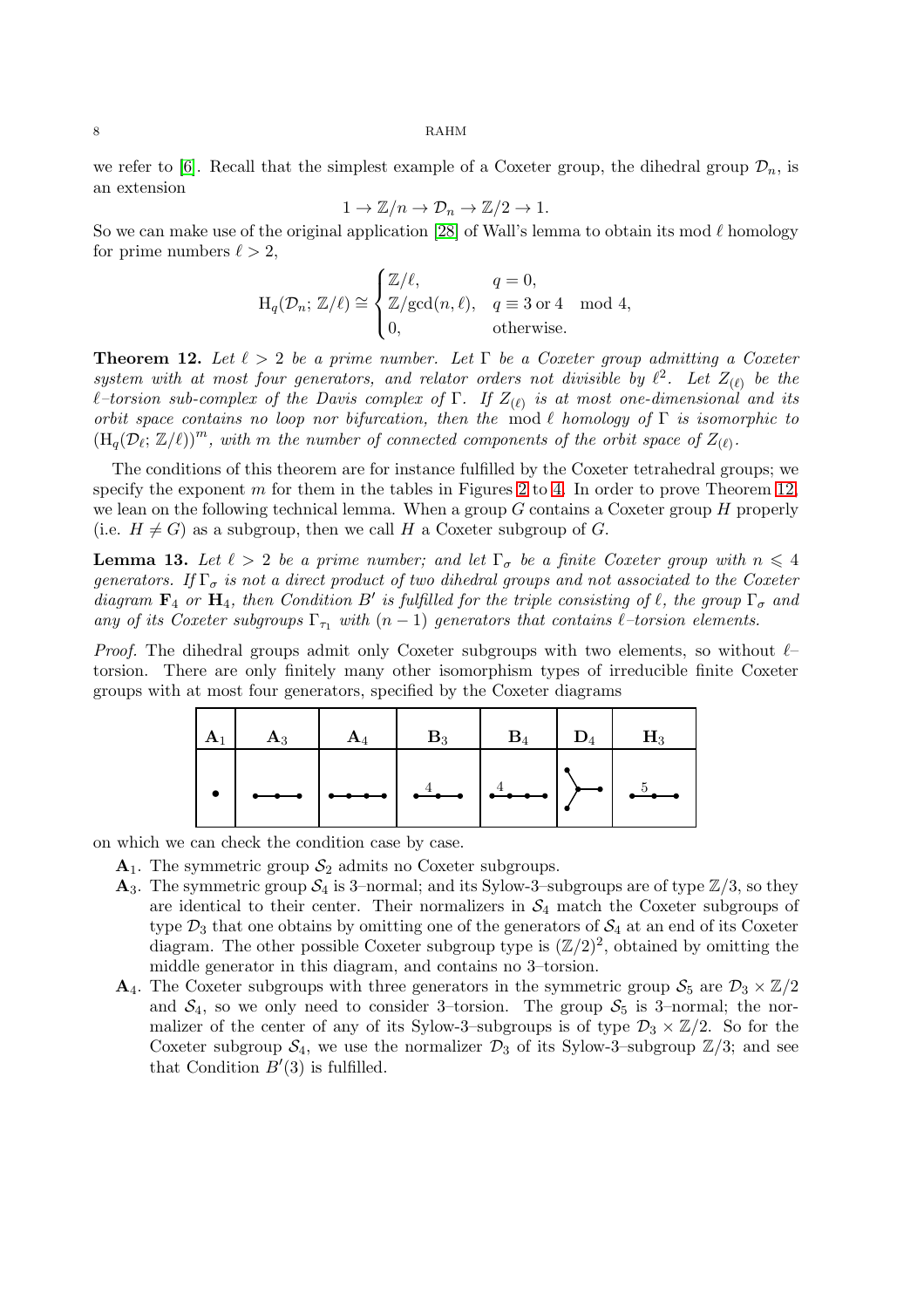we refer to [6]. Recall that the simplest example of a Coxeter group, the dihedral group $\mathcal{D}_n$, is an extension

$$1 \to \mathbb{Z}/n \to \mathcal{D}_n \to \mathbb{Z}/2 \to 1.$$

So we can make use of the original application [28] of Wall's lemma to obtain its mod $\ell$ homology for prime numbers $\ell > 2$,

$$\mathrm{H}_q(\mathcal{D}_n;\, \mathbb{Z}/\ell) \cong \begin{cases} \mathbb{Z}/\ell, & q = 0, \\ \mathbb{Z}/\gcd(n,\ell), & q \equiv 3 \text{ or } 4 \mod 4, \\ 0, & \text{otherwise.} \end{cases}$$

**Theorem 12.** *Let $\ell > 2$ be a prime number. Let $\Gamma$ be a Coxeter group admitting a Coxeter system with at most four generators, and relator orders not divisible by $\ell^2$. Let $Z_{(\ell)}$ be the $\ell$–torsion sub-complex of the Davis complex of $\Gamma$. If $Z_{(\ell)}$ is at most one-dimensional and its orbit space contains no loop nor bifurcation, then the* mod $\ell$ *homology of $\Gamma$ is isomorphic to $(\mathrm{H}_q(\mathcal{D}_\ell;\, \mathbb{Z}/\ell))^m$, with $m$ the number of connected components of the orbit space of $Z_{(\ell)}$.*

The conditions of this theorem are for instance fulfilled by the Coxeter tetrahedral groups; we specify the exponent $m$ for them in the tables in Figures 2 to 4. In order to prove Theorem 12, we lean on the following technical lemma. When a group $G$ contains a Coxeter group $H$ properly (i.e. $H \neq G$) as a subgroup, then we call $H$ a Coxeter subgroup of $G$.

**Lemma 13.** *Let $\ell > 2$ be a prime number; and let $\Gamma_\sigma$ be a finite Coxeter group with $n \leqslant 4$ generators. If $\Gamma_\sigma$ is not a direct product of two dihedral groups and not associated to the Coxeter diagram $\mathbf{F}_4$ or $\mathbf{H}_4$, then Condition $B'$ is fulfilled for the triple consisting of $\ell$, the group $\Gamma_\sigma$ and any of its Coxeter subgroups $\Gamma_{\tau_1}$ with $(n-1)$ generators that contains $\ell$–torsion elements.*

*Proof.* The dihedral groups admit only Coxeter subgroups with two elements, so without $\ell$–torsion. There are only finitely many other isomorphism types of irreducible finite Coxeter groups with at most four generators, specified by the Coxeter diagrams

| $\mathbf{A}_1$ | $\mathbf{A}_3$ | $\mathbf{A}_4$ | $\mathbf{B}_3$ | $\mathbf{B}_4$ | $\mathbf{D}_4$ | $\mathbf{H}_3$ |
|---|---|---|---|---|---|---|
| • | •—•—• | •—•—•—• | •—4—•—• | •—4—•—•—• | (fork: three nodes joined to a central node) | •—5—•—• |

on which we can check the condition case by case.

- $\mathbf{A}_1$. The symmetric group $\mathcal{S}_2$ admits no Coxeter subgroups.
- $\mathbf{A}_3$. The symmetric group $\mathcal{S}_4$ is 3–normal; and its Sylow-3–subgroups are of type $\mathbb{Z}/3$, so they are identical to their center. Their normalizers in $\mathcal{S}_4$ match the Coxeter subgroups of type $\mathcal{D}_3$ that one obtains by omitting one of the generators of $\mathcal{S}_4$ at an end of its Coxeter diagram. The other possible Coxeter subgroup type is $(\mathbb{Z}/2)^2$, obtained by omitting the middle generator in this diagram, and contains no 3–torsion.
- $\mathbf{A}_4$. The Coxeter subgroups with three generators in the symmetric group $\mathcal{S}_5$ are $\mathcal{D}_3 \times \mathbb{Z}/2$ and $\mathcal{S}_4$, so we only need to consider 3–torsion. The group $\mathcal{S}_5$ is 3–normal; the normalizer of the center of any of its Sylow-3–subgroups is of type $\mathcal{D}_3 \times \mathbb{Z}/2$. So for the Coxeter subgroup $\mathcal{S}_4$, we use the normalizer $\mathcal{D}_3$ of its Sylow-3–subgroup $\mathbb{Z}/3$; and see that Condition $B'(3)$ is fulfilled.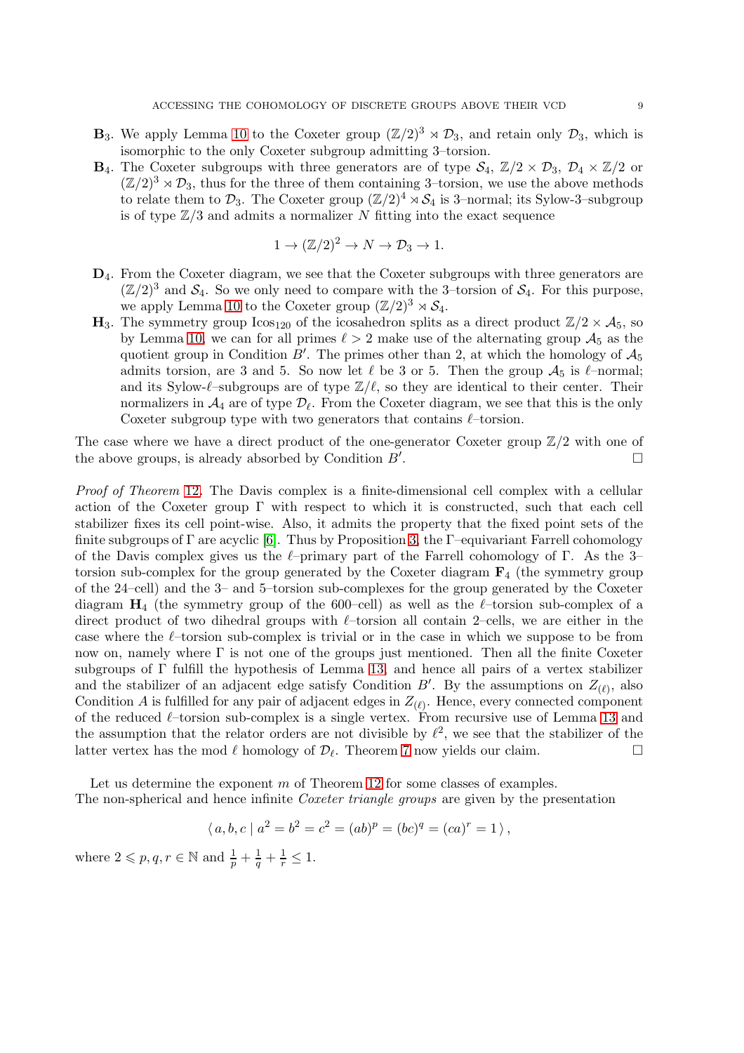- $\mathbf{B}_3$. We apply Lemma 10 to the Coxeter group $(\mathbb{Z}/2)^3 \rtimes \mathcal{D}_3$, and retain only $\mathcal{D}_3$, which is isomorphic to the only Coxeter subgroup admitting 3–torsion.
- $\mathbf{B}_4$. The Coxeter subgroups with three generators are of type $\mathcal{S}_4$, $\mathbb{Z}/2 \times \mathcal{D}_3$, $\mathcal{D}_4 \times \mathbb{Z}/2$ or $(\mathbb{Z}/2)^3 \rtimes \mathcal{D}_3$, thus for the three of them containing 3–torsion, we use the above methods to relate them to $\mathcal{D}_3$. The Coxeter group $(\mathbb{Z}/2)^4 \rtimes \mathcal{S}_4$ is 3–normal; its Sylow-3–subgroup is of type $\mathbb{Z}/3$ and admits a normalizer $N$ fitting into the exact sequence

$$1 \to (\mathbb{Z}/2)^2 \to N \to \mathcal{D}_3 \to 1.$$

- $\mathbf{D}_4$. From the Coxeter diagram, we see that the Coxeter subgroups with three generators are $(\mathbb{Z}/2)^3$ and $\mathcal{S}_4$. So we only need to compare with the 3–torsion of $\mathcal{S}_4$. For this purpose, we apply Lemma 10 to the Coxeter group $(\mathbb{Z}/2)^3 \rtimes \mathcal{S}_4$.
- $\mathbf{H}_3$. The symmetry group $\text{Icos}_{120}$ of the icosahedron splits as a direct product $\mathbb{Z}/2 \times \mathcal{A}_5$, so by Lemma 10, we can for all primes $\ell > 2$ make use of the alternating group $\mathcal{A}_5$ as the quotient group in Condition $B'$. The primes other than 2, at which the homology of $\mathcal{A}_5$ admits torsion, are 3 and 5. So now let $\ell$ be 3 or 5. Then the group $\mathcal{A}_5$ is $\ell$–normal; and its Sylow-$\ell$–subgroups are of type $\mathbb{Z}/\ell$, so they are identical to their center. Their normalizers in $\mathcal{A}_4$ are of type $\mathcal{D}_\ell$. From the Coxeter diagram, we see that this is the only Coxeter subgroup type with two generators that contains $\ell$–torsion.

The case where we have a direct product of the one-generator Coxeter group $\mathbb{Z}/2$ with one of the above groups, is already absorbed by Condition $B'$. □

*Proof of Theorem 12.* The Davis complex is a finite-dimensional cell complex with a cellular action of the Coxeter group $\Gamma$ with respect to which it is constructed, such that each cell stabilizer fixes its cell point-wise. Also, it admits the property that the fixed point sets of the finite subgroups of $\Gamma$ are acyclic [6]. Thus by Proposition 3, the $\Gamma$–equivariant Farrell cohomology of the Davis complex gives us the $\ell$–primary part of the Farrell cohomology of $\Gamma$. As the 3–torsion sub-complex for the group generated by the Coxeter diagram $\mathbf{F}_4$ (the symmetry group of the 24–cell) and the 3– and 5–torsion sub-complexes for the group generated by the Coxeter diagram $\mathbf{H}_4$ (the symmetry group of the 600–cell) as well as the $\ell$–torsion sub-complex of a direct product of two dihedral groups with $\ell$–torsion all contain 2–cells, we are either in the case where the $\ell$–torsion sub-complex is trivial or in the case in which we suppose to be from now on, namely where $\Gamma$ is not one of the groups just mentioned. Then all the finite Coxeter subgroups of $\Gamma$ fulfill the hypothesis of Lemma 13, and hence all pairs of a vertex stabilizer and the stabilizer of an adjacent edge satisfy Condition $B'$. By the assumptions on $Z_{(\ell)}$, also Condition $A$ is fulfilled for any pair of adjacent edges in $Z_{(\ell)}$. Hence, every connected component of the reduced $\ell$–torsion sub-complex is a single vertex. From recursive use of Lemma 13 and the assumption that the relator orders are not divisible by $\ell^2$, we see that the stabilizer of the latter vertex has the mod $\ell$ homology of $\mathcal{D}_\ell$. Theorem 7 now yields our claim. □

Let us determine the exponent $m$ of Theorem 12 for some classes of examples.
The non-spherical and hence infinite *Coxeter triangle groups* are given by the presentation

$$\langle\, a, b, c \mid a^2 = b^2 = c^2 = (ab)^p = (bc)^q = (ca)^r = 1 \,\rangle,$$

where $2 \leqslant p, q, r \in \mathbb{N}$ and $\frac{1}{p} + \frac{1}{q} + \frac{1}{r} \leq 1$.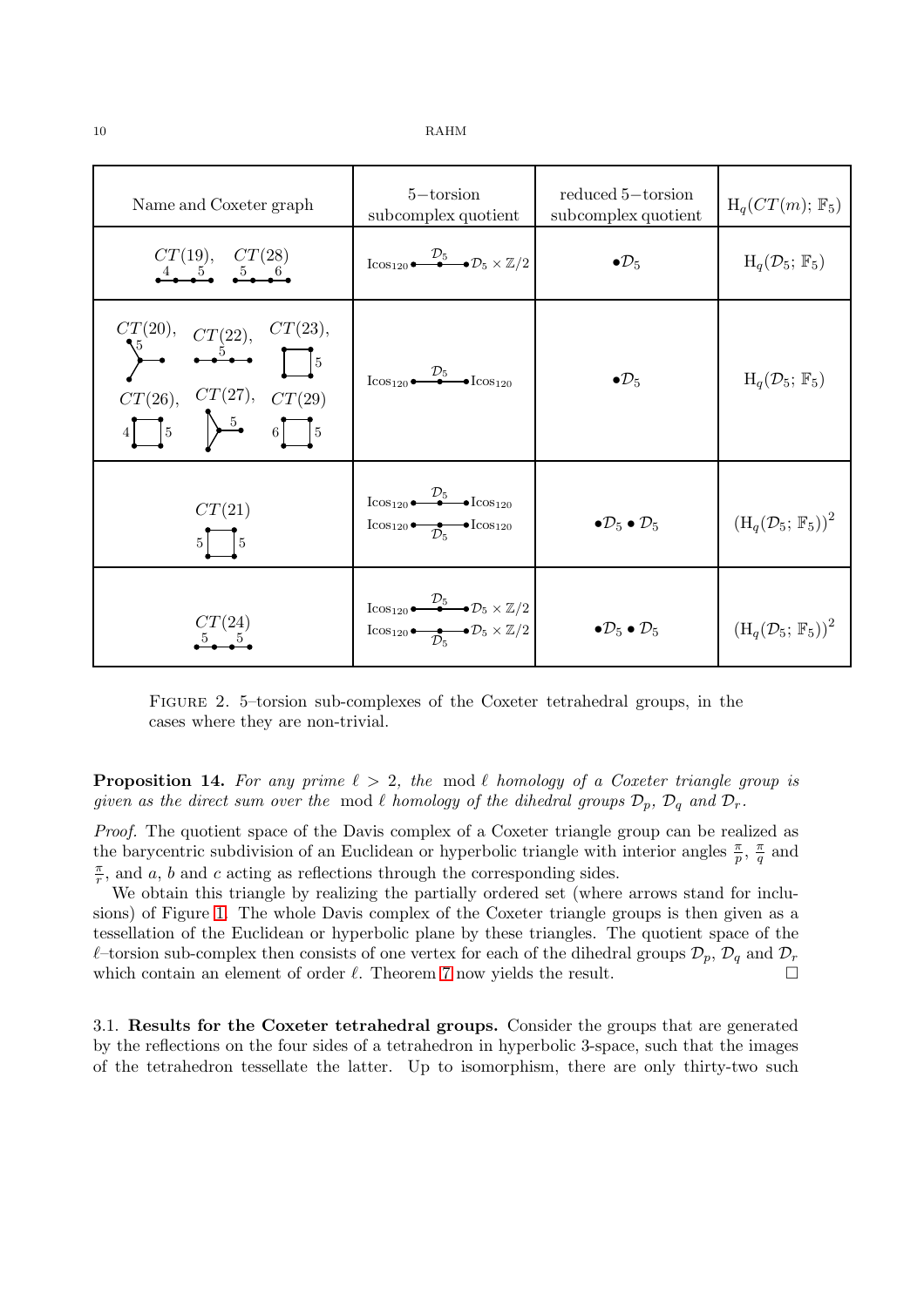| Name and Coxeter graph | 5−torsion subcomplex quotient | reduced 5−torsion subcomplex quotient | $\mathrm{H}_q(CT(m);\, \mathbb{F}_5)$ |
|---|---|---|---|
| $CT(19)$, $CT(28)$ | $\mathrm{Icos}_{120} \bullet \overset{\mathcal{D}_5}{—\bullet—} \bullet \mathcal{D}_5 \times \mathbb{Z}/2$ | $\bullet \mathcal{D}_5$ | $\mathrm{H}_q(\mathcal{D}_5;\, \mathbb{F}_5)$ |
| $CT(20)$, $CT(22)$, $CT(23)$, $CT(26)$, $CT(27)$, $CT(29)$ | $\mathrm{Icos}_{120} \bullet \overset{\mathcal{D}_5}{—\bullet—} \bullet \mathrm{Icos}_{120}$ | $\bullet \mathcal{D}_5$ | $\mathrm{H}_q(\mathcal{D}_5;\, \mathbb{F}_5)$ |
| $CT(21)$ | $\mathrm{Icos}_{120} \bullet \overset{\mathcal{D}_5}{—\bullet—} \bullet \mathrm{Icos}_{120}$ <br> $\mathrm{Icos}_{120} \bullet \underset{\mathcal{D}_5}{—\bullet—} \bullet \mathrm{Icos}_{120}$ | $\bullet \mathcal{D}_5 \bullet \mathcal{D}_5$ | $\left(\mathrm{H}_q(\mathcal{D}_5;\, \mathbb{F}_5)\right)^2$ |
| $CT(24)$ | $\mathrm{Icos}_{120} \bullet \overset{\mathcal{D}_5}{—\bullet—} \bullet \mathcal{D}_5 \times \mathbb{Z}/2$ <br> $\mathrm{Icos}_{120} \bullet \underset{\mathcal{D}_5}{—\bullet—} \bullet \mathcal{D}_5 \times \mathbb{Z}/2$ | $\bullet \mathcal{D}_5 \bullet \mathcal{D}_5$ | $\left(\mathrm{H}_q(\mathcal{D}_5;\, \mathbb{F}_5)\right)^2$ |

FIGURE 2. 5–torsion sub-complexes of the Coxeter tetrahedral groups, in the cases where they are non-trivial.

**Proposition 14.** *For any prime $\ell > 2$, the* mod $\ell$ *homology of a Coxeter triangle group is given as the direct sum over the* mod $\ell$ *homology of the dihedral groups $\mathcal{D}_p$, $\mathcal{D}_q$ and $\mathcal{D}_r$.*

*Proof.* The quotient space of the Davis complex of a Coxeter triangle group can be realized as the barycentric subdivision of an Euclidean or hyperbolic triangle with interior angles $\frac{\pi}{p}$, $\frac{\pi}{q}$ and $\frac{\pi}{r}$, and $a$, $b$ and $c$ acting as reflections through the corresponding sides.

We obtain this triangle by realizing the partially ordered set (where arrows stand for inclusions) of Figure 1. The whole Davis complex of the Coxeter triangle groups is then given as a tessellation of the Euclidean or hyperbolic plane by these triangles. The quotient space of the $\ell$–torsion sub-complex then consists of one vertex for each of the dihedral groups $\mathcal{D}_p$, $\mathcal{D}_q$ and $\mathcal{D}_r$ which contain an element of order $\ell$. Theorem 7 now yields the result. □

### 3.1. Results for the Coxeter tetrahedral groups.

Consider the groups that are generated by the reflections on the four sides of a tetrahedron in hyperbolic 3-space, such that the images of the tetrahedron tessellate the latter. Up to isomorphism, there are only thirty-two such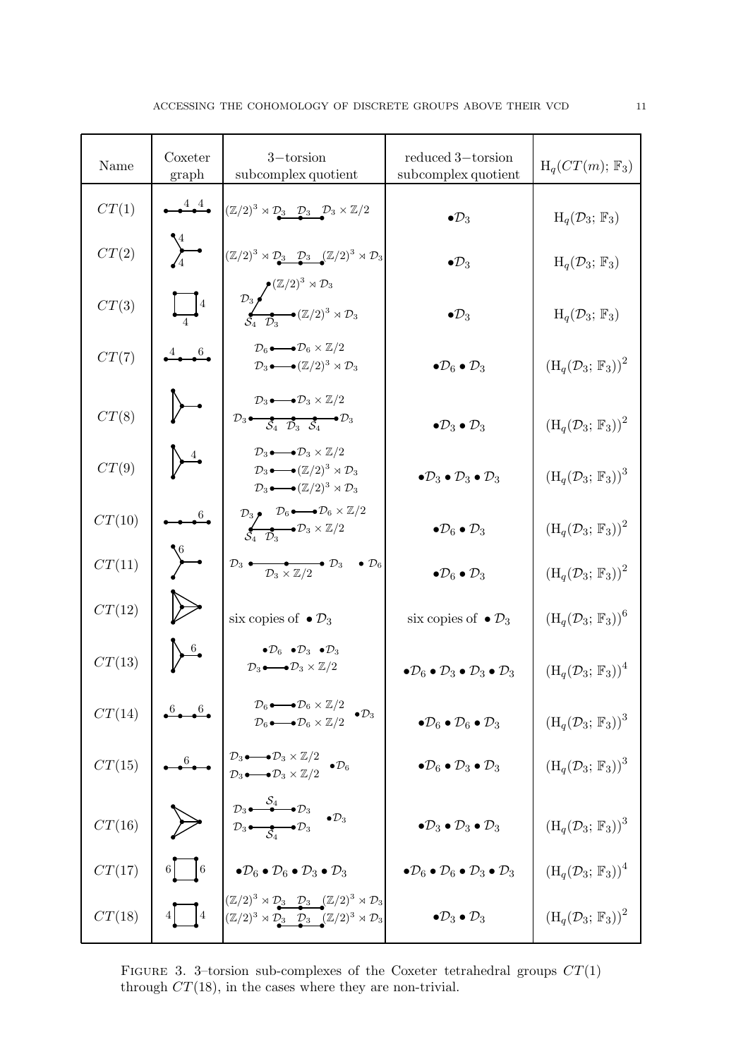| Name | Coxeter graph | 3−torsion subcomplex quotient | reduced 3−torsion subcomplex quotient | $\mathrm{H}_q(CT(m);\, \mathbb{F}_3)$ |
|---|---|---|---|---|
| $CT(1)$ | | $(\mathbb{Z}/2)^3 \rtimes \mathcal{D}_3 \quad \mathcal{D}_3 \quad \mathcal{D}_3 \times \mathbb{Z}/2$ | $\bullet \mathcal{D}_3$ | $\mathrm{H}_q(\mathcal{D}_3;\, \mathbb{F}_3)$ |
| $CT(2)$ | | $(\mathbb{Z}/2)^3 \rtimes \mathcal{D}_3 \quad \mathcal{D}_3 \quad (\mathbb{Z}/2)^3 \rtimes \mathcal{D}_3$ | $\bullet \mathcal{D}_3$ | $\mathrm{H}_q(\mathcal{D}_3;\, \mathbb{F}_3)$ |
| $CT(3)$ | | $\mathcal{D}_3$, $(\mathbb{Z}/2)^3 \rtimes \mathcal{D}_3$, $\mathcal{S}_4$, $\mathcal{D}_3$, $(\mathbb{Z}/2)^3 \rtimes \mathcal{D}_3$ | $\bullet \mathcal{D}_3$ | $\mathrm{H}_q(\mathcal{D}_3;\, \mathbb{F}_3)$ |
| $CT(7)$ | | $\mathcal{D}_6 \bullet\!\!-\!\!\bullet \mathcal{D}_6 \times \mathbb{Z}/2$; $\mathcal{D}_3 \bullet\!\!-\!\!\bullet (\mathbb{Z}/2)^3 \rtimes \mathcal{D}_3$ | $\bullet \mathcal{D}_6 \bullet \mathcal{D}_3$ | $(\mathrm{H}_q(\mathcal{D}_3;\, \mathbb{F}_3))^2$ |
| $CT(8)$ | | $\mathcal{D}_3 \bullet\!\!-\!\!\bullet \mathcal{D}_3 \times \mathbb{Z}/2$; $\mathcal{D}_3$, $\mathcal{S}_4$, $\mathcal{D}_3$, $\mathcal{S}_4$, $\mathcal{D}_3$ | $\bullet \mathcal{D}_3 \bullet \mathcal{D}_3$ | $(\mathrm{H}_q(\mathcal{D}_3;\, \mathbb{F}_3))^2$ |
| $CT(9)$ | | $\mathcal{D}_3 \bullet\!\!-\!\!\bullet \mathcal{D}_3 \times \mathbb{Z}/2$; $\mathcal{D}_3 \bullet\!\!-\!\!\bullet (\mathbb{Z}/2)^3 \rtimes \mathcal{D}_3$; $\mathcal{D}_3 \bullet\!\!-\!\!\bullet (\mathbb{Z}/2)^3 \rtimes \mathcal{D}_3$ | $\bullet \mathcal{D}_3 \bullet \mathcal{D}_3 \bullet \mathcal{D}_3$ | $(\mathrm{H}_q(\mathcal{D}_3;\, \mathbb{F}_3))^3$ |
| $CT(10)$ | | $\mathcal{D}_3$, $\mathcal{S}_4$, $\mathcal{D}_3$, $\mathcal{D}_3 \times \mathbb{Z}/2$; $\mathcal{D}_6 \bullet\!\!-\!\!\bullet \mathcal{D}_6 \times \mathbb{Z}/2$ | $\bullet \mathcal{D}_6 \bullet \mathcal{D}_3$ | $(\mathrm{H}_q(\mathcal{D}_3;\, \mathbb{F}_3))^2$ |
| $CT(11)$ | | $\mathcal{D}_3 \quad \mathcal{D}_3 \times \mathbb{Z}/2 \quad \mathcal{D}_3 \quad \bullet \mathcal{D}_6$ | $\bullet \mathcal{D}_6 \bullet \mathcal{D}_3$ | $(\mathrm{H}_q(\mathcal{D}_3;\, \mathbb{F}_3))^2$ |
| $CT(12)$ | | six copies of $\bullet \mathcal{D}_3$ | six copies of $\bullet \mathcal{D}_3$ | $(\mathrm{H}_q(\mathcal{D}_3;\, \mathbb{F}_3))^6$ |
| $CT(13)$ | | $\bullet \mathcal{D}_6 \ \bullet \mathcal{D}_3 \ \bullet \mathcal{D}_3$; $\mathcal{D}_3 \bullet\!\!-\!\!\bullet \mathcal{D}_3 \times \mathbb{Z}/2$ | $\bullet \mathcal{D}_6 \bullet \mathcal{D}_3 \bullet \mathcal{D}_3 \bullet \mathcal{D}_3$ | $(\mathrm{H}_q(\mathcal{D}_3;\, \mathbb{F}_3))^4$ |
| $CT(14)$ | | $\mathcal{D}_6 \bullet\!\!-\!\!\bullet \mathcal{D}_6 \times \mathbb{Z}/2$; $\mathcal{D}_6 \bullet\!\!-\!\!\bullet \mathcal{D}_6 \times \mathbb{Z}/2$; $\bullet \mathcal{D}_3$ | $\bullet \mathcal{D}_6 \bullet \mathcal{D}_6 \bullet \mathcal{D}_3$ | $(\mathrm{H}_q(\mathcal{D}_3;\, \mathbb{F}_3))^3$ |
| $CT(15)$ | | $\mathcal{D}_3 \bullet\!\!-\!\!\bullet \mathcal{D}_3 \times \mathbb{Z}/2$; $\mathcal{D}_3 \bullet\!\!-\!\!\bullet \mathcal{D}_3 \times \mathbb{Z}/2$; $\bullet \mathcal{D}_6$ | $\bullet \mathcal{D}_6 \bullet \mathcal{D}_3 \bullet \mathcal{D}_3$ | $(\mathrm{H}_q(\mathcal{D}_3;\, \mathbb{F}_3))^3$ |
| $CT(16)$ | | $\mathcal{D}_3 \quad \mathcal{S}_4 \quad \mathcal{D}_3$; $\mathcal{D}_3 \quad \mathcal{S}_4 \quad \mathcal{D}_3$; $\bullet \mathcal{D}_3$ | $\bullet \mathcal{D}_3 \bullet \mathcal{D}_3 \bullet \mathcal{D}_3$ | $(\mathrm{H}_q(\mathcal{D}_3;\, \mathbb{F}_3))^3$ |
| $CT(17)$ | | $\bullet \mathcal{D}_6 \bullet \mathcal{D}_6 \bullet \mathcal{D}_3 \bullet \mathcal{D}_3$ | $\bullet \mathcal{D}_6 \bullet \mathcal{D}_6 \bullet \mathcal{D}_3 \bullet \mathcal{D}_3$ | $(\mathrm{H}_q(\mathcal{D}_3;\, \mathbb{F}_3))^4$ |
| $CT(18)$ | | $(\mathbb{Z}/2)^3 \rtimes \mathcal{D}_3 \quad \mathcal{D}_3 \quad (\mathbb{Z}/2)^3 \rtimes \mathcal{D}_3$; $(\mathbb{Z}/2)^3 \rtimes \mathcal{D}_3 \quad \mathcal{D}_3 \quad (\mathbb{Z}/2)^3 \rtimes \mathcal{D}_3$ | $\bullet \mathcal{D}_3 \bullet \mathcal{D}_3$ | $(\mathrm{H}_q(\mathcal{D}_3;\, \mathbb{F}_3))^2$ |

Figure 3. 3–torsion sub-complexes of the Coxeter tetrahedral groups $CT(1)$ through $CT(18)$, in the cases where they are non-trivial.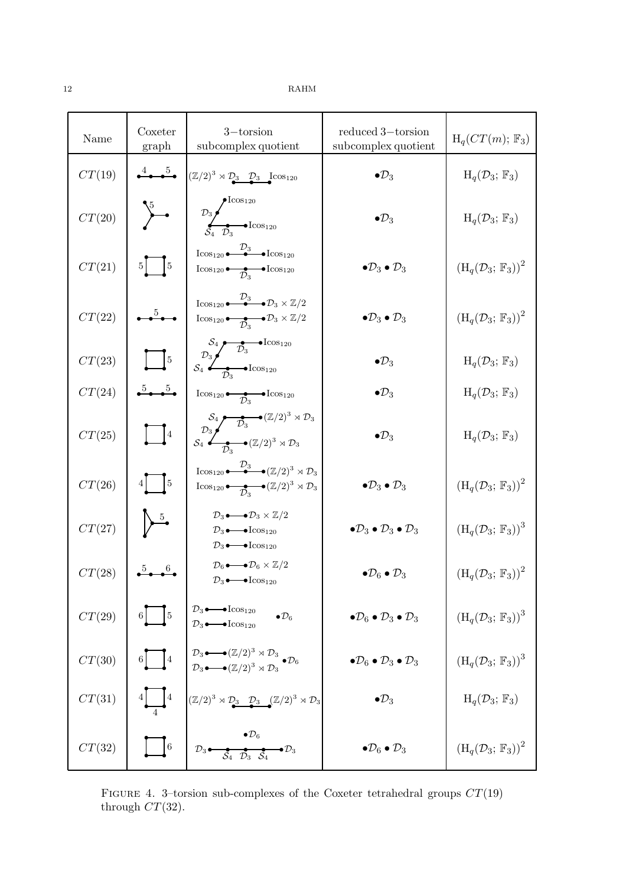| Name | Coxeter graph | 3−torsion subcomplex quotient | reduced 3−torsion subcomplex quotient | $\mathrm{H}_q(CT(m);\, \mathbb{F}_3)$ |
|---|---|---|---|---|
| $CT(19)$ | | $(\mathbb{Z}/2)^3 \rtimes \mathcal{D}_3$ — $\mathcal{D}_3$ — $\mathcal{D}_3$ — $\mathrm{Icos}_{120}$ | $\bullet\mathcal{D}_3$ | $\mathrm{H}_q(\mathcal{D}_3;\, \mathbb{F}_3)$ |
| $CT(20)$ | | $\mathrm{Icos}_{120}$, $\mathcal{D}_3$, $\mathcal{S}_4$, $\mathcal{D}_3$, $\mathrm{Icos}_{120}$ | $\bullet\mathcal{D}_3$ | $\mathrm{H}_q(\mathcal{D}_3;\, \mathbb{F}_3)$ |
| $CT(21)$ | | $\mathrm{Icos}_{120}$ — $\mathcal{D}_3$ — $\mathrm{Icos}_{120}$; $\mathrm{Icos}_{120}$ — $\mathcal{D}_3$ — $\mathrm{Icos}_{120}$ | $\bullet\mathcal{D}_3 \bullet \mathcal{D}_3$ | $(\mathrm{H}_q(\mathcal{D}_3;\, \mathbb{F}_3))^2$ |
| $CT(22)$ | | $\mathrm{Icos}_{120}$ — $\mathcal{D}_3$ — $\mathcal{D}_3 \times \mathbb{Z}/2$; $\mathrm{Icos}_{120}$ — $\mathcal{D}_3$ — $\mathcal{D}_3 \times \mathbb{Z}/2$ | $\bullet\mathcal{D}_3 \bullet \mathcal{D}_3$ | $(\mathrm{H}_q(\mathcal{D}_3;\, \mathbb{F}_3))^2$ |
| $CT(23)$ | | $\mathcal{S}_4$ — $\mathcal{D}_3$ — $\mathrm{Icos}_{120}$; $\mathcal{D}_3$; $\mathcal{S}_4$ — $\mathcal{D}_3$ — $\mathrm{Icos}_{120}$ | $\bullet\mathcal{D}_3$ | $\mathrm{H}_q(\mathcal{D}_3;\, \mathbb{F}_3)$ |
| $CT(24)$ | | $\mathrm{Icos}_{120}$ — $\mathcal{D}_3$ — $\mathrm{Icos}_{120}$ | $\bullet\mathcal{D}_3$ | $\mathrm{H}_q(\mathcal{D}_3;\, \mathbb{F}_3)$ |
| $CT(25)$ | | $\mathcal{S}_4$ — $\mathcal{D}_3$ — $(\mathbb{Z}/2)^3 \rtimes \mathcal{D}_3$; $\mathcal{D}_3$; $\mathcal{S}_4$ — $\mathcal{D}_3$ — $(\mathbb{Z}/2)^3 \rtimes \mathcal{D}_3$ | $\bullet\mathcal{D}_3$ | $\mathrm{H}_q(\mathcal{D}_3;\, \mathbb{F}_3)$ |
| $CT(26)$ | | $\mathrm{Icos}_{120}$ — $\mathcal{D}_3$ — $(\mathbb{Z}/2)^3 \rtimes \mathcal{D}_3$; $\mathrm{Icos}_{120}$ — $\mathcal{D}_3$ — $(\mathbb{Z}/2)^3 \rtimes \mathcal{D}_3$ | $\bullet\mathcal{D}_3 \bullet \mathcal{D}_3$ | $(\mathrm{H}_q(\mathcal{D}_3;\, \mathbb{F}_3))^2$ |
| $CT(27)$ | | $\mathcal{D}_3$ — $\mathcal{D}_3 \times \mathbb{Z}/2$; $\mathcal{D}_3$ — $\mathrm{Icos}_{120}$; $\mathcal{D}_3$ — $\mathrm{Icos}_{120}$ | $\bullet\mathcal{D}_3 \bullet \mathcal{D}_3 \bullet \mathcal{D}_3$ | $(\mathrm{H}_q(\mathcal{D}_3;\, \mathbb{F}_3))^3$ |
| $CT(28)$ | | $\mathcal{D}_6$ — $\mathcal{D}_6 \times \mathbb{Z}/2$; $\mathcal{D}_3$ — $\mathrm{Icos}_{120}$ | $\bullet\mathcal{D}_6 \bullet \mathcal{D}_3$ | $(\mathrm{H}_q(\mathcal{D}_3;\, \mathbb{F}_3))^2$ |
| $CT(29)$ | | $\mathcal{D}_3$ — $\mathrm{Icos}_{120}$; $\mathcal{D}_3$ — $\mathrm{Icos}_{120}$; $\bullet\mathcal{D}_6$ | $\bullet\mathcal{D}_6 \bullet \mathcal{D}_3 \bullet \mathcal{D}_3$ | $(\mathrm{H}_q(\mathcal{D}_3;\, \mathbb{F}_3))^3$ |
| $CT(30)$ | | $\mathcal{D}_3$ — $(\mathbb{Z}/2)^3 \rtimes \mathcal{D}_3$; $\mathcal{D}_3$ — $(\mathbb{Z}/2)^3 \rtimes \mathcal{D}_3$; $\bullet\mathcal{D}_6$ | $\bullet\mathcal{D}_6 \bullet \mathcal{D}_3 \bullet \mathcal{D}_3$ | $(\mathrm{H}_q(\mathcal{D}_3;\, \mathbb{F}_3))^3$ |
| $CT(31)$ | | $(\mathbb{Z}/2)^3 \rtimes \mathcal{D}_3$ — $\mathcal{D}_3$ — $\mathcal{D}_3$ — $(\mathbb{Z}/2)^3 \rtimes \mathcal{D}_3$ | $\bullet\mathcal{D}_3$ | $\mathrm{H}_q(\mathcal{D}_3;\, \mathbb{F}_3)$ |
| $CT(32)$ | | $\bullet\mathcal{D}_6$; $\mathcal{D}_3$ — $\mathcal{S}_4$ — $\mathcal{D}_3$ — $\mathcal{S}_4$ — $\mathcal{D}_3$ | $\bullet\mathcal{D}_6 \bullet \mathcal{D}_3$ | $(\mathrm{H}_q(\mathcal{D}_3;\, \mathbb{F}_3))^2$ |

FIGURE 4. 3–torsion sub-complexes of the Coxeter tetrahedral groups $CT(19)$ through $CT(32)$.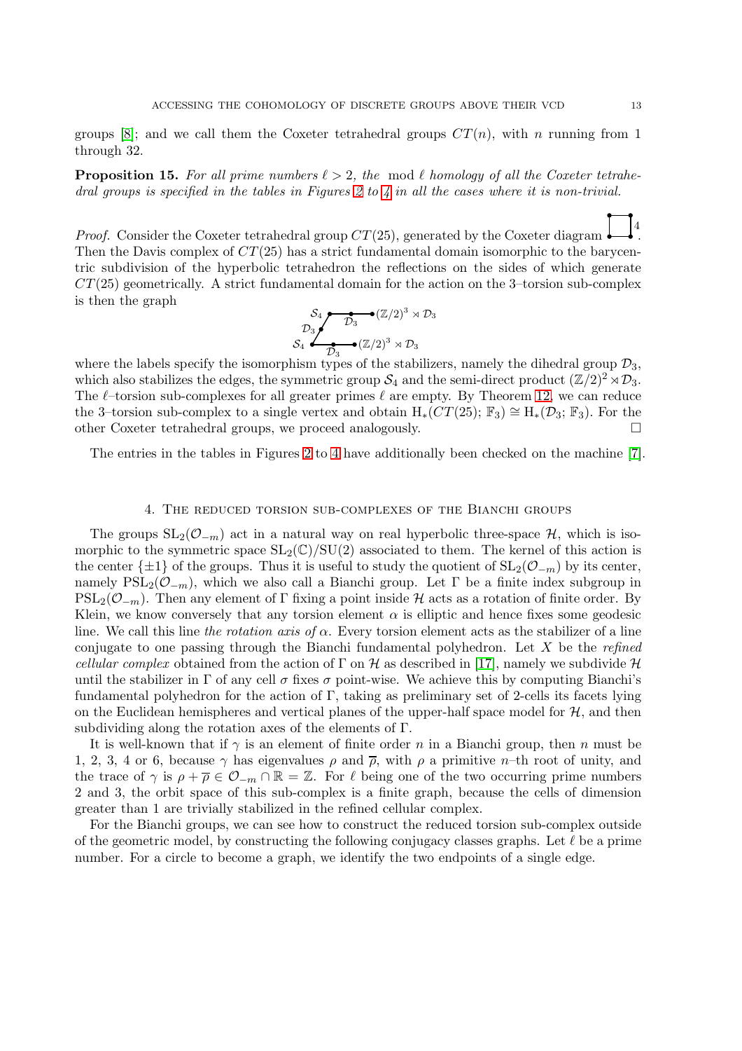groups [8]; and we call them the Coxeter tetrahedral groups $CT(n)$, with $n$ running from 1 through 32.

**Proposition 15.** *For all prime numbers $\ell > 2$, the $\bmod\ \ell$ homology of all the Coxeter tetrahedral groups is specified in the tables in Figures 2 to 4 in all the cases where it is non-trivial.*

*Proof.* Consider the Coxeter tetrahedral group $CT(25)$, generated by the Coxeter diagram (a square with one edge labelled 4). Then the Davis complex of $CT(25)$ has a strict fundamental domain isomorphic to the barycentric subdivision of the hyperbolic tetrahedron the reflections on the sides of which generate $CT(25)$ geometrically. A strict fundamental domain for the action on the 3–torsion sub-complex is then the graph

$$\begin{array}{l} \mathcal{S}_4 \bullet\!\!-\!\!-\!\!\underset{\mathcal{D}_3}{\bullet}\!\!-\!\!-\!\!\bullet (\mathbb{Z}/2)^3 \rtimes \mathcal{D}_3 \\ \quad \mathcal{D}_3 \bullet \\ \mathcal{S}_4 \bullet\!\!-\!\!-\!\!\underset{\mathcal{D}_3}{\bullet}\!\!-\!\!-\!\!\bullet (\mathbb{Z}/2)^3 \rtimes \mathcal{D}_3 \end{array}$$

where the labels specify the isomorphism types of the stabilizers, namely the dihedral group $\mathcal{D}_3$, which also stabilizes the edges, the symmetric group $\mathcal{S}_4$ and the semi-direct product $(\mathbb{Z}/2)^2 \rtimes \mathcal{D}_3$. The $\ell$–torsion sub-complexes for all greater primes $\ell$ are empty. By Theorem 12, we can reduce the 3–torsion sub-complex to a single vertex and obtain $\mathrm{H}_*(CT(25);\, \mathbb{F}_3) \cong \mathrm{H}_*(\mathcal{D}_3;\, \mathbb{F}_3)$. For the other Coxeter tetrahedral groups, we proceed analogously. $\square$

The entries in the tables in Figures 2 to 4 have additionally been checked on the machine [7].

## 4. The reduced torsion sub-complexes of the Bianchi groups

The groups $\mathrm{SL}_2(\mathcal{O}_{-m})$ act in a natural way on real hyperbolic three-space $\mathcal{H}$, which is isomorphic to the symmetric space $\mathrm{SL}_2(\mathbb{C})/\mathrm{SU}(2)$ associated to them. The kernel of this action is the center $\{\pm 1\}$ of the groups. Thus it is useful to study the quotient of $\mathrm{SL}_2(\mathcal{O}_{-m})$ by its center, namely $\mathrm{PSL}_2(\mathcal{O}_{-m})$, which we also call a Bianchi group. Let $\Gamma$ be a finite index subgroup in $\mathrm{PSL}_2(\mathcal{O}_{-m})$. Then any element of $\Gamma$ fixing a point inside $\mathcal{H}$ acts as a rotation of finite order. By Klein, we know conversely that any torsion element $\alpha$ is elliptic and hence fixes some geodesic line. We call this line *the rotation axis of* $\alpha$. Every torsion element acts as the stabilizer of a line conjugate to one passing through the Bianchi fundamental polyhedron. Let $X$ be the *refined cellular complex* obtained from the action of $\Gamma$ on $\mathcal{H}$ as described in [17], namely we subdivide $\mathcal{H}$ until the stabilizer in $\Gamma$ of any cell $\sigma$ fixes $\sigma$ point-wise. We achieve this by computing Bianchi's fundamental polyhedron for the action of $\Gamma$, taking as preliminary set of 2-cells its facets lying on the Euclidean hemispheres and vertical planes of the upper-half space model for $\mathcal{H}$, and then subdividing along the rotation axes of the elements of $\Gamma$.

It is well-known that if $\gamma$ is an element of finite order $n$ in a Bianchi group, then $n$ must be 1, 2, 3, 4 or 6, because $\gamma$ has eigenvalues $\rho$ and $\overline{\rho}$, with $\rho$ a primitive $n$–th root of unity, and the trace of $\gamma$ is $\rho + \overline{\rho} \in \mathcal{O}_{-m} \cap \mathbb{R} = \mathbb{Z}$. For $\ell$ being one of the two occurring prime numbers 2 and 3, the orbit space of this sub-complex is a finite graph, because the cells of dimension greater than 1 are trivially stabilized in the refined cellular complex.

For the Bianchi groups, we can see how to construct the reduced torsion sub-complex outside of the geometric model, by constructing the following conjugacy classes graphs. Let $\ell$ be a prime number. For a circle to become a graph, we identify the two endpoints of a single edge.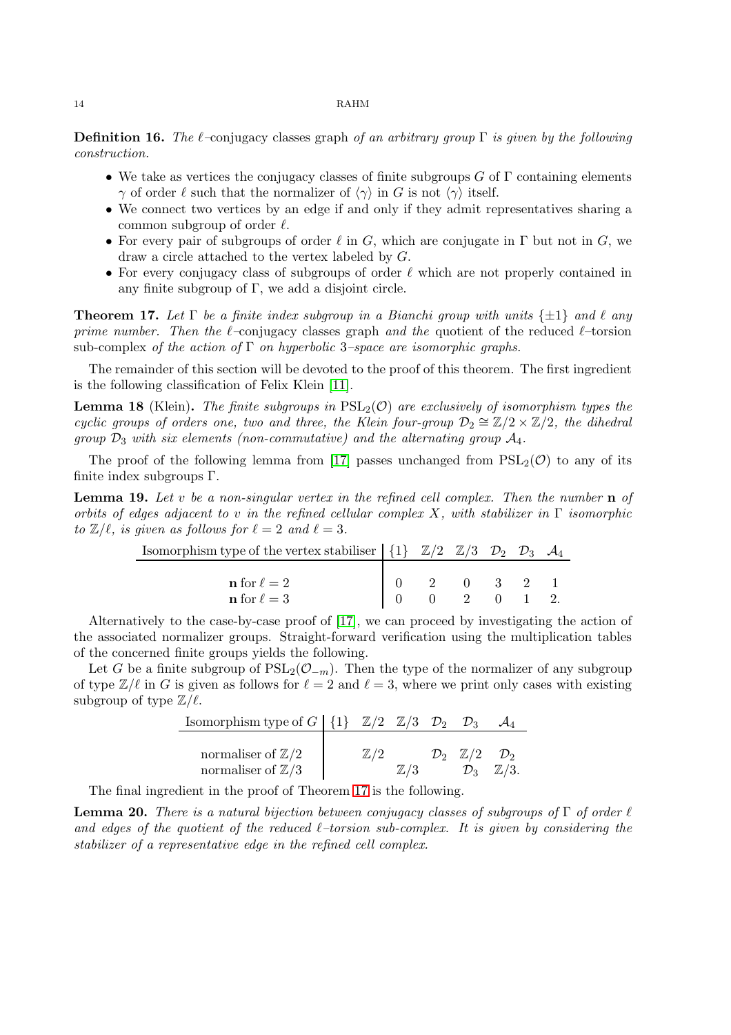**Definition 16.** *The $\ell$–*conjugacy classes graph *of an arbitrary group $\Gamma$ is given by the following construction.*

- We take as vertices the conjugacy classes of finite subgroups $G$ of $\Gamma$ containing elements $\gamma$ of order $\ell$ such that the normalizer of $\langle\gamma\rangle$ in $G$ is not $\langle\gamma\rangle$ itself.
- We connect two vertices by an edge if and only if they admit representatives sharing a common subgroup of order $\ell$.
- For every pair of subgroups of order $\ell$ in $G$, which are conjugate in $\Gamma$ but not in $G$, we draw a circle attached to the vertex labeled by $G$.
- For every conjugacy class of subgroups of order $\ell$ which are not properly contained in any finite subgroup of $\Gamma$, we add a disjoint circle.

**Theorem 17.** *Let $\Gamma$ be a finite index subgroup in a Bianchi group with units $\{\pm 1\}$ and $\ell$ any prime number. Then the* $\ell$–conjugacy classes graph *and the* quotient of the reduced $\ell$–torsion sub-complex *of the action of $\Gamma$ on hyperbolic 3–space are isomorphic graphs.*

The remainder of this section will be devoted to the proof of this theorem. The first ingredient is the following classification of Felix Klein [11].

**Lemma 18** (Klein)**.** *The finite subgroups in $\mathrm{PSL}_2(\mathcal{O})$ are exclusively of isomorphism types the cyclic groups of orders one, two and three, the Klein four-group $\mathcal{D}_2 \cong \mathbb{Z}/2 \times \mathbb{Z}/2$, the dihedral group $\mathcal{D}_3$ with six elements (non-commutative) and the alternating group $\mathcal{A}_4$.*

The proof of the following lemma from [17] passes unchanged from $\mathrm{PSL}_2(\mathcal{O})$ to any of its finite index subgroups $\Gamma$.

**Lemma 19.** *Let $v$ be a non-singular vertex in the refined cell complex. Then the number* $\mathbf{n}$ *of orbits of edges adjacent to $v$ in the refined cellular complex $X$, with stabilizer in $\Gamma$ isomorphic to $\mathbb{Z}/\ell$, is given as follows for $\ell = 2$ and $\ell = 3$.*

| Isomorphism type of the vertex stabiliser | $\{1\}$ | $\mathbb{Z}/2$ | $\mathbb{Z}/3$ | $\mathcal{D}_2$ | $\mathcal{D}_3$ | $\mathcal{A}_4$ |
|---|---|---|---|---|---|---|
| $\mathbf{n}$ for $\ell = 2$ | 0 | 2 | 0 | 3 | 2 | 1 |
| $\mathbf{n}$ for $\ell = 3$ | 0 | 0 | 2 | 0 | 1 | 2. |

Alternatively to the case-by-case proof of [17], we can proceed by investigating the action of the associated normalizer groups. Straight-forward verification using the multiplication tables of the concerned finite groups yields the following.

Let $G$ be a finite subgroup of $\mathrm{PSL}_2(\mathcal{O}_{-m})$. Then the type of the normalizer of any subgroup of type $\mathbb{Z}/\ell$ in $G$ is given as follows for $\ell = 2$ and $\ell = 3$, where we print only cases with existing subgroup of type $\mathbb{Z}/\ell$.

| Isomorphism type of $G$ | $\{1\}$ | $\mathbb{Z}/2$ | $\mathbb{Z}/3$ | $\mathcal{D}_2$ | $\mathcal{D}_3$ | $\mathcal{A}_4$ |
|---|---|---|---|---|---|---|
| normaliser of $\mathbb{Z}/2$ | | $\mathbb{Z}/2$ | | $\mathcal{D}_2$ | $\mathbb{Z}/2$ | $\mathcal{D}_2$ |
| normaliser of $\mathbb{Z}/3$ | | | $\mathbb{Z}/3$ | | $\mathcal{D}_3$ | $\mathbb{Z}/3$. |

The final ingredient in the proof of Theorem 17 is the following.

**Lemma 20.** *There is a natural bijection between conjugacy classes of subgroups of $\Gamma$ of order $\ell$ and edges of the quotient of the reduced $\ell$–torsion sub-complex. It is given by considering the stabilizer of a representative edge in the refined cell complex.*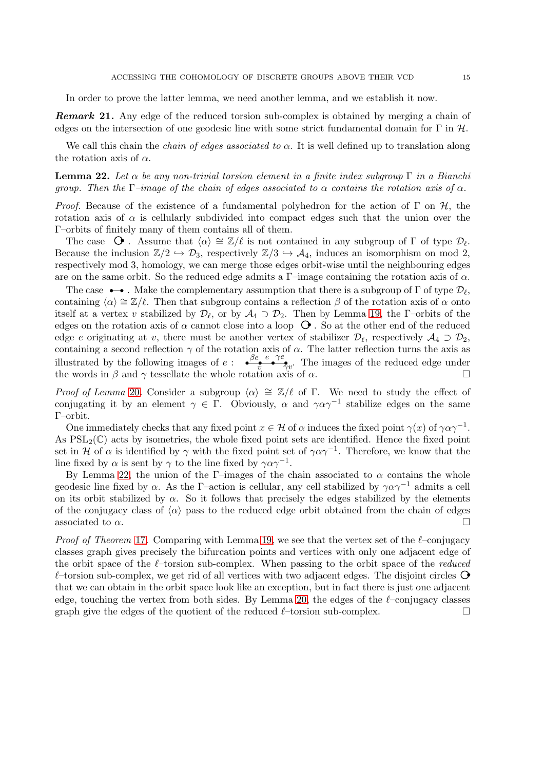In order to prove the latter lemma, we need another lemma, and we establish it now.

***Remark* 21.** Any edge of the reduced torsion sub-complex is obtained by merging a chain of edges on the intersection of one geodesic line with some strict fundamental domain for $\Gamma$ in $\mathcal{H}$.

We call this chain the *chain of edges associated to* $\alpha$. It is well defined up to translation along the rotation axis of $\alpha$.

**Lemma 22.** *Let $\alpha$ be any non-trivial torsion element in a finite index subgroup $\Gamma$ in a Bianchi group. Then the $\Gamma$–image of the chain of edges associated to $\alpha$ contains the rotation axis of $\alpha$.*

*Proof.* Because of the existence of a fundamental polyhedron for the action of $\Gamma$ on $\mathcal{H}$, the rotation axis of $\alpha$ is cellularly subdivided into compact edges such that the union over the $\Gamma$–orbits of finitely many of them contains all of them.

The case ⟲ . Assume that $\langle\alpha\rangle \cong \mathbb{Z}/\ell$ is not contained in any subgroup of $\Gamma$ of type $\mathcal{D}_\ell$. Because the inclusion $\mathbb{Z}/2 \hookrightarrow \mathcal{D}_3$, respectively $\mathbb{Z}/3 \hookrightarrow \mathcal{A}_4$, induces an isomorphism on mod 2, respectively mod 3, homology, we can merge those edges orbit-wise until the neighbouring edges are on the same orbit. So the reduced edge admits a $\Gamma$–image containing the rotation axis of $\alpha$.

The case •–• . Make the complementary assumption that there is a subgroup of $\Gamma$ of type $\mathcal{D}_\ell$, containing $\langle\alpha\rangle \cong \mathbb{Z}/\ell$. Then that subgroup contains a reflection $\beta$ of the rotation axis of $\alpha$ onto itself at a vertex $v$ stabilized by $\mathcal{D}_\ell$, or by $\mathcal{A}_4 \supset \mathcal{D}_2$. Then by Lemma 19, the $\Gamma$–orbits of the edges on the rotation axis of $\alpha$ cannot close into a loop ⟲ . So at the other end of the reduced edge $e$ originating at $v$, there must be another vertex of stabilizer $\mathcal{D}_\ell$, respectively $\mathcal{A}_4 \supset \mathcal{D}_2$, containing a second reflection $\gamma$ of the rotation axis of $\alpha$. The latter reflection turns the axis as illustrated by the following images of $e$ : $\bullet \overset{\beta e}{—} \underset{v}{\bullet} \overset{e}{—} \bullet \overset{\gamma e}{—} \underset{\gamma v}{\bullet}$. The images of the reduced edge under the words in $\beta$ and $\gamma$ tessellate the whole rotation axis of $\alpha$. □

*Proof of Lemma* 20. Consider a subgroup $\langle\alpha\rangle \cong \mathbb{Z}/\ell$ of $\Gamma$. We need to study the effect of conjugating it by an element $\gamma \in \Gamma$. Obviously, $\alpha$ and $\gamma\alpha\gamma^{-1}$ stabilize edges on the same $\Gamma$–orbit.

One immediately checks that any fixed point $x \in \mathcal{H}$ of $\alpha$ induces the fixed point $\gamma(x)$ of $\gamma\alpha\gamma^{-1}$. As $\mathrm{PSL}_2(\mathbb{C})$ acts by isometries, the whole fixed point sets are identified. Hence the fixed point set in $\mathcal{H}$ of $\alpha$ is identified by $\gamma$ with the fixed point set of $\gamma\alpha\gamma^{-1}$. Therefore, we know that the line fixed by $\alpha$ is sent by $\gamma$ to the line fixed by $\gamma\alpha\gamma^{-1}$.

By Lemma 22, the union of the $\Gamma$–images of the chain associated to $\alpha$ contains the whole geodesic line fixed by $\alpha$. As the $\Gamma$–action is cellular, any cell stabilized by $\gamma\alpha\gamma^{-1}$ admits a cell on its orbit stabilized by $\alpha$. So it follows that precisely the edges stabilized by the elements of the conjugacy class of $\langle\alpha\rangle$ pass to the reduced edge orbit obtained from the chain of edges associated to $\alpha$. □

*Proof of Theorem* 17. Comparing with Lemma 19, we see that the vertex set of the $\ell$–conjugacy classes graph gives precisely the bifurcation points and vertices with only one adjacent edge of the orbit space of the $\ell$–torsion sub-complex. When passing to the orbit space of the *reduced* $\ell$–torsion sub-complex, we get rid of all vertices with two adjacent edges. The disjoint circles ⟲ that we can obtain in the orbit space look like an exception, but in fact there is just one adjacent edge, touching the vertex from both sides. By Lemma 20, the edges of the $\ell$–conjugacy classes graph give the edges of the quotient of the reduced $\ell$–torsion sub-complex. □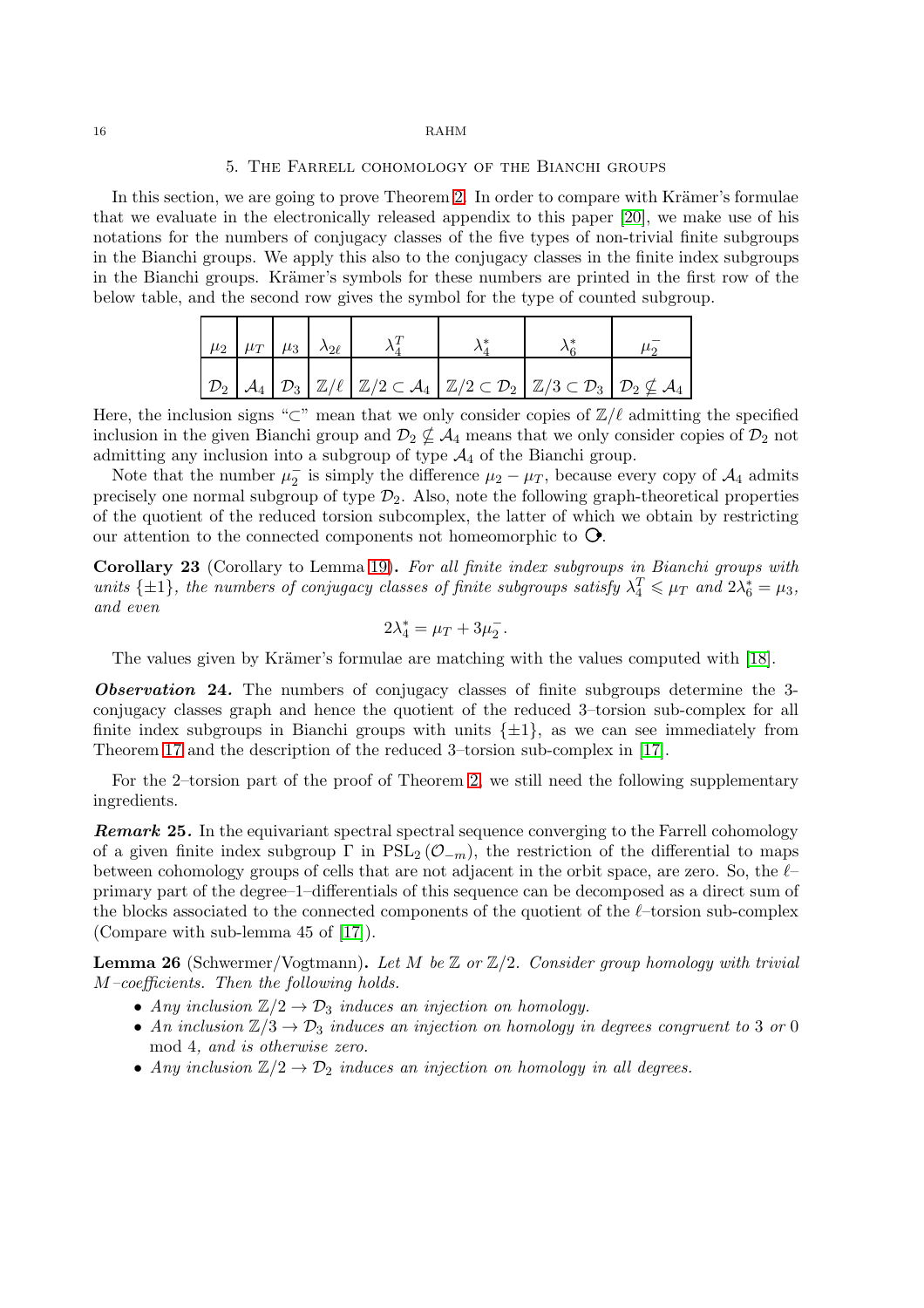## 5. The Farrell cohomology of the Bianchi groups

In this section, we are going to prove Theorem 2. In order to compare with Krämer's formulae that we evaluate in the electronically released appendix to this paper [20], we make use of his notations for the numbers of conjugacy classes of the five types of non-trivial finite subgroups in the Bianchi groups. We apply this also to the conjugacy classes in the finite index subgroups in the Bianchi groups. Krämer's symbols for these numbers are printed in the first row of the below table, and the second row gives the symbol for the type of counted subgroup.

| $\mu_2$ | $\mu_T$ | $\mu_3$ | $\lambda_{2\ell}$ | $\lambda_4^T$ | $\lambda_4^*$ | $\lambda_6^*$ | $\mu_2^-$ |
|---|---|---|---|---|---|---|---|
| $\mathcal{D}_2$ | $\mathcal{A}_4$ | $\mathcal{D}_3$ | $\mathbb{Z}/\ell$ | $\mathbb{Z}/2 \subset \mathcal{A}_4$ | $\mathbb{Z}/2 \subset \mathcal{D}_2$ | $\mathbb{Z}/3 \subset \mathcal{D}_3$ | $\mathcal{D}_2 \not\subseteq \mathcal{A}_4$ |

Here, the inclusion signs "$\subset$" mean that we only consider copies of $\mathbb{Z}/\ell$ admitting the specified inclusion in the given Bianchi group and $\mathcal{D}_2 \not\subseteq \mathcal{A}_4$ means that we only consider copies of $\mathcal{D}_2$ not admitting any inclusion into a subgroup of type $\mathcal{A}_4$ of the Bianchi group.

Note that the number $\mu_2^-$ is simply the difference $\mu_2 - \mu_T$, because every copy of $\mathcal{A}_4$ admits precisely one normal subgroup of type $\mathcal{D}_2$. Also, note the following graph-theoretical properties of the quotient of the reduced torsion subcomplex, the latter of which we obtain by restricting our attention to the connected components not homeomorphic to $\circ\!\!\!\!\bullet$.

**Corollary 23** (Corollary to Lemma 19)**.** *For all finite index subgroups in Bianchi groups with units $\{\pm 1\}$, the numbers of conjugacy classes of finite subgroups satisfy $\lambda_4^T \leqslant \mu_T$ and $2\lambda_6^* = \mu_3$, and even*

$$2\lambda_4^* = \mu_T + 3\mu_2^-.$$

The values given by Krämer's formulae are matching with the values computed with [18].

***Observation* 24.** The numbers of conjugacy classes of finite subgroups determine the 3-conjugacy classes graph and hence the quotient of the reduced 3–torsion sub-complex for all finite index subgroups in Bianchi groups with units $\{\pm 1\}$, as we can see immediately from Theorem 17 and the description of the reduced 3–torsion sub-complex in [17].

For the 2–torsion part of the proof of Theorem 2, we still need the following supplementary ingredients.

***Remark* 25.** In the equivariant spectral spectral sequence converging to the Farrell cohomology of a given finite index subgroup $\Gamma$ in $\mathrm{PSL}_2(\mathcal{O}_{-m})$, the restriction of the differential to maps between cohomology groups of cells that are not adjacent in the orbit space, are zero. So, the $\ell$–primary part of the degree–1–differentials of this sequence can be decomposed as a direct sum of the blocks associated to the connected components of the quotient of the $\ell$–torsion sub-complex (Compare with sub-lemma 45 of [17]).

**Lemma 26** (Schwermer/Vogtmann)**.** *Let $M$ be $\mathbb{Z}$ or $\mathbb{Z}/2$. Consider group homology with trivial $M$–coefficients. Then the following holds.*

- *Any inclusion $\mathbb{Z}/2 \to \mathcal{D}_3$ induces an injection on homology.*
- *An inclusion $\mathbb{Z}/3 \to \mathcal{D}_3$ induces an injection on homology in degrees congruent to 3 or 0 mod 4, and is otherwise zero.*
- *Any inclusion $\mathbb{Z}/2 \to \mathcal{D}_2$ induces an injection on homology in all degrees.*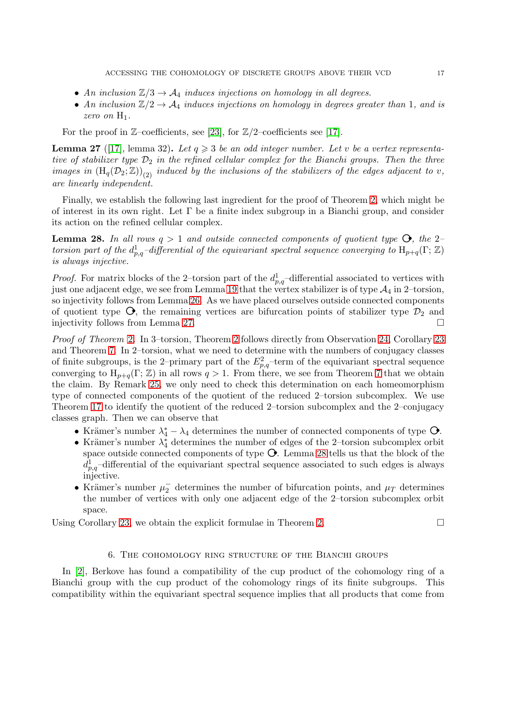- *An inclusion $\mathbb{Z}/3 \to \mathcal{A}_4$ induces injections on homology in all degrees.*
- *An inclusion $\mathbb{Z}/2 \to \mathcal{A}_4$ induces injections on homology in degrees greater than 1, and is zero on* $\mathrm{H}_1$.

For the proof in $\mathbb{Z}$–coefficients, see [23], for $\mathbb{Z}/2$–coefficients see [17].

**Lemma 27** ([17], lemma 32)**.** *Let $q \geqslant 3$ be an odd integer number. Let $v$ be a vertex representative of stabilizer type $\mathcal{D}_2$ in the refined cellular complex for the Bianchi groups. Then the three images in $(\mathrm{H}_q(\mathcal{D}_2;\mathbb{Z}))_{(2)}$ induced by the inclusions of the stabilizers of the edges adjacent to $v$, are linearly independent.*

Finally, we establish the following last ingredient for the proof of Theorem 2, which might be of interest in its own right. Let $\Gamma$ be a finite index subgroup in a Bianchi group, and consider its action on the refined cellular complex.

**Lemma 28.** *In all rows $q > 1$ and outside connected components of quotient type* $\circlearrowleft\!\!\bullet$*, the 2–torsion part of the $d^1_{p,q}$–differential of the equivariant spectral sequence converging to $\mathrm{H}_{p+q}(\Gamma;\mathbb{Z})$ is always injective.*

*Proof.* For matrix blocks of the 2–torsion part of the $d^1_{p,q}$–differential associated to vertices with just one adjacent edge, we see from Lemma 19 that the vertex stabilizer is of type $\mathcal{A}_4$ in 2–torsion, so injectivity follows from Lemma 26. As we have placed ourselves outside connected components of quotient type $\circlearrowleft\!\!\bullet$, the remaining vertices are bifurcation points of stabilizer type $\mathcal{D}_2$ and injectivity follows from Lemma 27. $\square$

*Proof of Theorem 2.* In 3–torsion, Theorem 2 follows directly from Observation 24, Corollary 23 and Theorem 7. In 2–torsion, what we need to determine with the numbers of conjugacy classes of finite subgroups, is the 2–primary part of the $E^2_{p,q}$–term of the equivariant spectral sequence converging to $\mathrm{H}_{p+q}(\Gamma;\mathbb{Z})$ in all rows $q > 1$. From there, we see from Theorem 7 that we obtain the claim. By Remark 25, we only need to check this determination on each homeomorphism type of connected components of the quotient of the reduced 2–torsion subcomplex. We use Theorem 17 to identify the quotient of the reduced 2–torsion subcomplex and the 2–conjugacy classes graph. Then we can observe that

- Krämer's number $\lambda_4^* - \lambda_4$ determines the number of connected components of type $\circlearrowleft\!\!\bullet$.
- Krämer's number $\lambda_4^*$ determines the number of edges of the 2–torsion subcomplex orbit space outside connected components of type $\circlearrowleft\!\!\bullet$. Lemma 28 tells us that the block of the $d^1_{p,q}$–differential of the equivariant spectral sequence associated to such edges is always injective.
- Krämer's number $\mu_2^-$ determines the number of bifurcation points, and $\mu_T$ determines the number of vertices with only one adjacent edge of the 2–torsion subcomplex orbit space.

Using Corollary 23, we obtain the explicit formulae in Theorem 2. $\square$

## 6. The cohomology ring structure of the Bianchi groups

In [2], Berkove has found a compatibility of the cup product of the cohomology ring of a Bianchi group with the cup product of the cohomology rings of its finite subgroups. This compatibility within the equivariant spectral sequence implies that all products that come from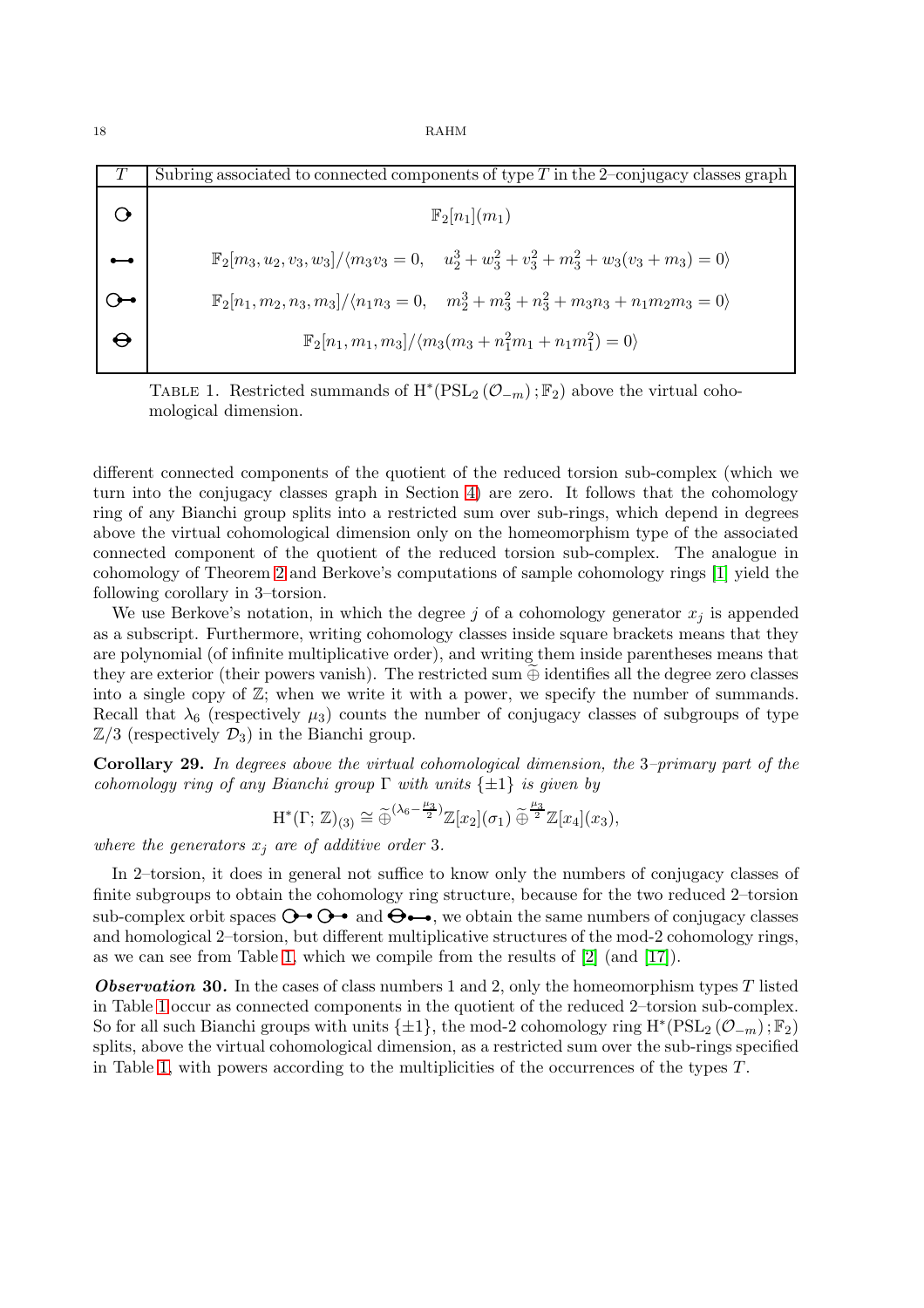| $T$ | Subring associated to connected components of type $T$ in the 2–conjugacy classes graph |
|---|---|
| ○• (loop) | $\mathbb{F}_2[n_1](m_1)$ |
| •—• | $\mathbb{F}_2[m_3, u_2, v_3, w_3]/\langle m_3 v_3 = 0, \quad u_2^3 + w_3^2 + v_3^2 + m_3^2 + w_3(v_3 + m_3) = 0\rangle$ |
| ○—• | $\mathbb{F}_2[n_1, m_2, n_3, m_3]/\langle n_1 n_3 = 0, \quad m_2^3 + m_3^2 + n_3^2 + m_3 n_3 + n_1 m_2 m_3 = 0\rangle$ |
| ⊖ | $\mathbb{F}_2[n_1, m_1, m_3]/\langle m_3(m_3 + n_1^2 m_1 + n_1 m_1^2) = 0\rangle$ |

Table 1. Restricted summands of $\mathrm{H}^*(\mathrm{PSL}_2(\mathcal{O}_{-m}); \mathbb{F}_2)$ above the virtual cohomological dimension.

different connected components of the quotient of the reduced torsion sub-complex (which we turn into the conjugacy classes graph in Section 4) are zero. It follows that the cohomology ring of any Bianchi group splits into a restricted sum over sub-rings, which depend in degrees above the virtual cohomological dimension only on the homeomorphism type of the associated connected component of the quotient of the reduced torsion sub-complex. The analogue in cohomology of Theorem 2 and Berkove's computations of sample cohomology rings [1] yield the following corollary in 3–torsion.

We use Berkove's notation, in which the degree $j$ of a cohomology generator $x_j$ is appended as a subscript. Furthermore, writing cohomology classes inside square brackets means that they are polynomial (of infinite multiplicative order), and writing them inside parentheses means that they are exterior (their powers vanish). The restricted sum $\widetilde{\oplus}$ identifies all the degree zero classes into a single copy of $\mathbb{Z}$; when we write it with a power, we specify the number of summands. Recall that $\lambda_6$ (respectively $\mu_3$) counts the number of conjugacy classes of subgroups of type $\mathbb{Z}/3$ (respectively $\mathcal{D}_3$) in the Bianchi group.

**Corollary 29.** *In degrees above the virtual cohomological dimension, the 3–primary part of the cohomology ring of any Bianchi group $\Gamma$ with units $\{\pm 1\}$ is given by*

$$\mathrm{H}^*(\Gamma; \mathbb{Z})_{(3)} \cong \widetilde{\oplus}^{(\lambda_6 - \frac{\mu_3}{2})} \mathbb{Z}[x_2](\sigma_1) \, \widetilde{\oplus}^{\frac{\mu_3}{2}} \mathbb{Z}[x_4](x_3),$$

*where the generators $x_j$ are of additive order 3.*

In 2–torsion, it does in general not suffice to know only the numbers of conjugacy classes of finite subgroups to obtain the cohomology ring structure, because for the two reduced 2–torsion sub-complex orbit spaces ○—• ○—• and ⊖ •—•, we obtain the same numbers of conjugacy classes and homological 2–torsion, but different multiplicative structures of the mod-2 cohomology rings, as we can see from Table 1, which we compile from the results of [2] (and [17]).

***Observation* 30.** In the cases of class numbers 1 and 2, only the homeomorphism types $T$ listed in Table 1 occur as connected components in the quotient of the reduced 2–torsion sub-complex. So for all such Bianchi groups with units $\{\pm 1\}$, the mod-2 cohomology ring $\mathrm{H}^*(\mathrm{PSL}_2(\mathcal{O}_{-m}); \mathbb{F}_2)$ splits, above the virtual cohomological dimension, as a restricted sum over the sub-rings specified in Table 1, with powers according to the multiplicities of the occurrences of the types $T$.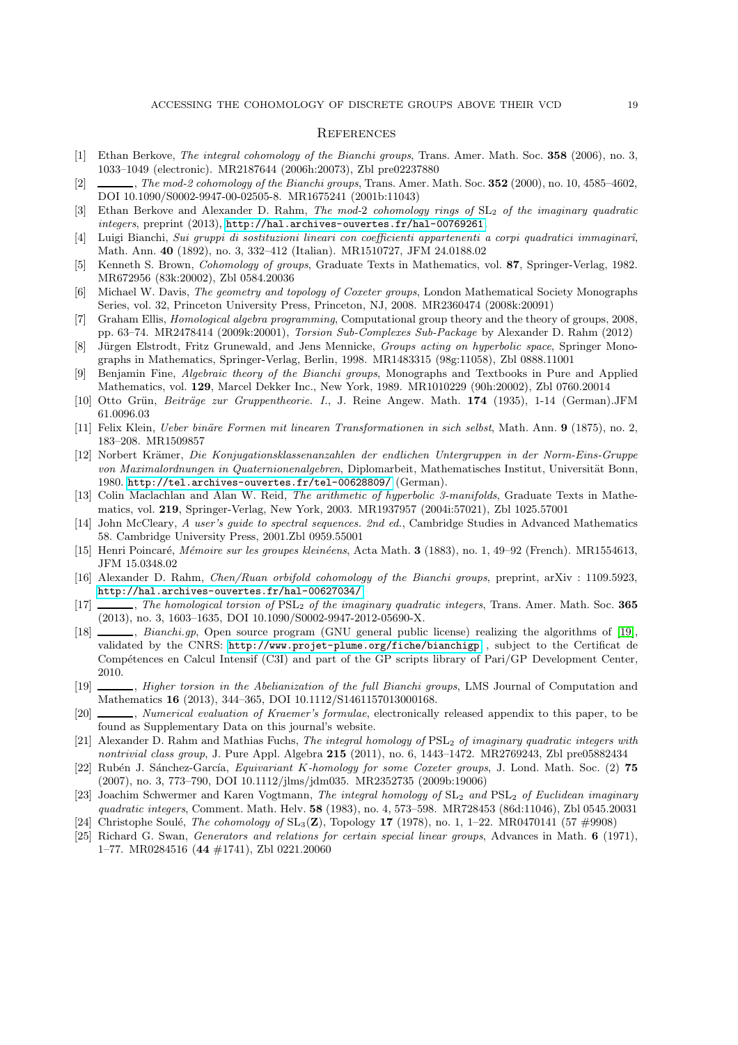## References

[1] Ethan Berkove, *The integral cohomology of the Bianchi groups*, Trans. Amer. Math. Soc. **358** (2006), no. 3, 1033–1049 (electronic). MR2187644 (2006h:20073), Zbl pre02237880

[2] ———, *The mod-2 cohomology of the Bianchi groups*, Trans. Amer. Math. Soc. **352** (2000), no. 10, 4585–4602, DOI 10.1090/S0002-9947-00-02505-8. MR1675241 (2001b:11043)

[3] Ethan Berkove and Alexander D. Rahm, *The mod-2 cohomology rings of* $\mathrm{SL}_2$ *of the imaginary quadratic integers*, preprint (2013), http://hal.archives-ouvertes.fr/hal-00769261

[4] Luigi Bianchi, *Sui gruppi di sostituzioni lineari con coefficienti appartenenti a corpi quadratici immaginarî*, Math. Ann. **40** (1892), no. 3, 332–412 (Italian). MR1510727, JFM 24.0188.02

[5] Kenneth S. Brown, *Cohomology of groups*, Graduate Texts in Mathematics, vol. **87**, Springer-Verlag, 1982. MR672956 (83k:20002), Zbl 0584.20036

[6] Michael W. Davis, *The geometry and topology of Coxeter groups*, London Mathematical Society Monographs Series, vol. 32, Princeton University Press, Princeton, NJ, 2008. MR2360474 (2008k:20091)

[7] Graham Ellis, *Homological algebra programming*, Computational group theory and the theory of groups, 2008, pp. 63–74. MR2478414 (2009k:20001), *Torsion Sub-Complexes Sub-Package* by Alexander D. Rahm (2012)

[8] Jürgen Elstrodt, Fritz Grunewald, and Jens Mennicke, *Groups acting on hyperbolic space*, Springer Monographs in Mathematics, Springer-Verlag, Berlin, 1998. MR1483315 (98g:11058), Zbl 0888.11001

[9] Benjamin Fine, *Algebraic theory of the Bianchi groups*, Monographs and Textbooks in Pure and Applied Mathematics, vol. **129**, Marcel Dekker Inc., New York, 1989. MR1010229 (90h:20002), Zbl 0760.20014

[10] Otto Grün, *Beiträge zur Gruppentheorie. I.*, J. Reine Angew. Math. **174** (1935), 1-14 (German).JFM 61.0096.03

[11] Felix Klein, *Ueber binäre Formen mit linearen Transformationen in sich selbst*, Math. Ann. **9** (1875), no. 2, 183–208. MR1509857

[12] Norbert Krämer, *Die Konjugationsklassenanzahlen der endlichen Untergruppen in der Norm-Eins-Gruppe von Maximalordnungen in Quaternionenalgebren*, Diplomarbeit, Mathematisches Institut, Universität Bonn, 1980. http://tel.archives-ouvertes.fr/tel-00628809/ (German).

[13] Colin Maclachlan and Alan W. Reid, *The arithmetic of hyperbolic 3-manifolds*, Graduate Texts in Mathematics, vol. **219**, Springer-Verlag, New York, 2003. MR1937957 (2004i:57021), Zbl 1025.57001

[14] John McCleary, *A user's guide to spectral sequences. 2nd ed.*, Cambridge Studies in Advanced Mathematics 58. Cambridge University Press, 2001.Zbl 0959.55001

[15] Henri Poincaré, *Mémoire sur les groupes kleinéens*, Acta Math. **3** (1883), no. 1, 49–92 (French). MR1554613, JFM 15.0348.02

[16] Alexander D. Rahm, *Chen/Ruan orbifold cohomology of the Bianchi groups*, preprint, arXiv : 1109.5923, http://hal.archives-ouvertes.fr/hal-00627034/

[17] ———, *The homological torsion of* $\mathrm{PSL}_2$ *of the imaginary quadratic integers*, Trans. Amer. Math. Soc. **365** (2013), no. 3, 1603–1635, DOI 10.1090/S0002-9947-2012-05690-X.

[18] ———, *Bianchi.gp*, Open source program (GNU general public license) realizing the algorithms of [19], validated by the CNRS: http://www.projet-plume.org/fiche/bianchigp , subject to the Certificat de Compétences en Calcul Intensif (C3I) and part of the GP scripts library of Pari/GP Development Center, 2010.

[19] ———, *Higher torsion in the Abelianization of the full Bianchi groups*, LMS Journal of Computation and Mathematics **16** (2013), 344–365, DOI 10.1112/S1461157013000168.

[20] ———, *Numerical evaluation of Kraemer's formulae*, electronically released appendix to this paper, to be found as Supplementary Data on this journal's website.

[21] Alexander D. Rahm and Mathias Fuchs, *The integral homology of* $\mathrm{PSL}_2$ *of imaginary quadratic integers with nontrivial class group*, J. Pure Appl. Algebra **215** (2011), no. 6, 1443–1472. MR2769243, Zbl pre05882434

[22] Rubén J. Sánchez-García, *Equivariant K-homology for some Coxeter groups*, J. Lond. Math. Soc. (2) **75** (2007), no. 3, 773–790, DOI 10.1112/jlms/jdm035. MR2352735 (2009b:19006)

[23] Joachim Schwermer and Karen Vogtmann, *The integral homology of* $\mathrm{SL}_2$ *and* $\mathrm{PSL}_2$ *of Euclidean imaginary quadratic integers*, Comment. Math. Helv. **58** (1983), no. 4, 573–598. MR728453 (86d:11046), Zbl 0545.20031

[24] Christophe Soulé, *The cohomology of* $\mathrm{SL}_3(\mathbf{Z})$, Topology **17** (1978), no. 1, 1–22. MR0470141 (57 #9908)

[25] Richard G. Swan, *Generators and relations for certain special linear groups*, Advances in Math. **6** (1971), 1–77. MR0284516 (**44** #1741), Zbl 0221.20060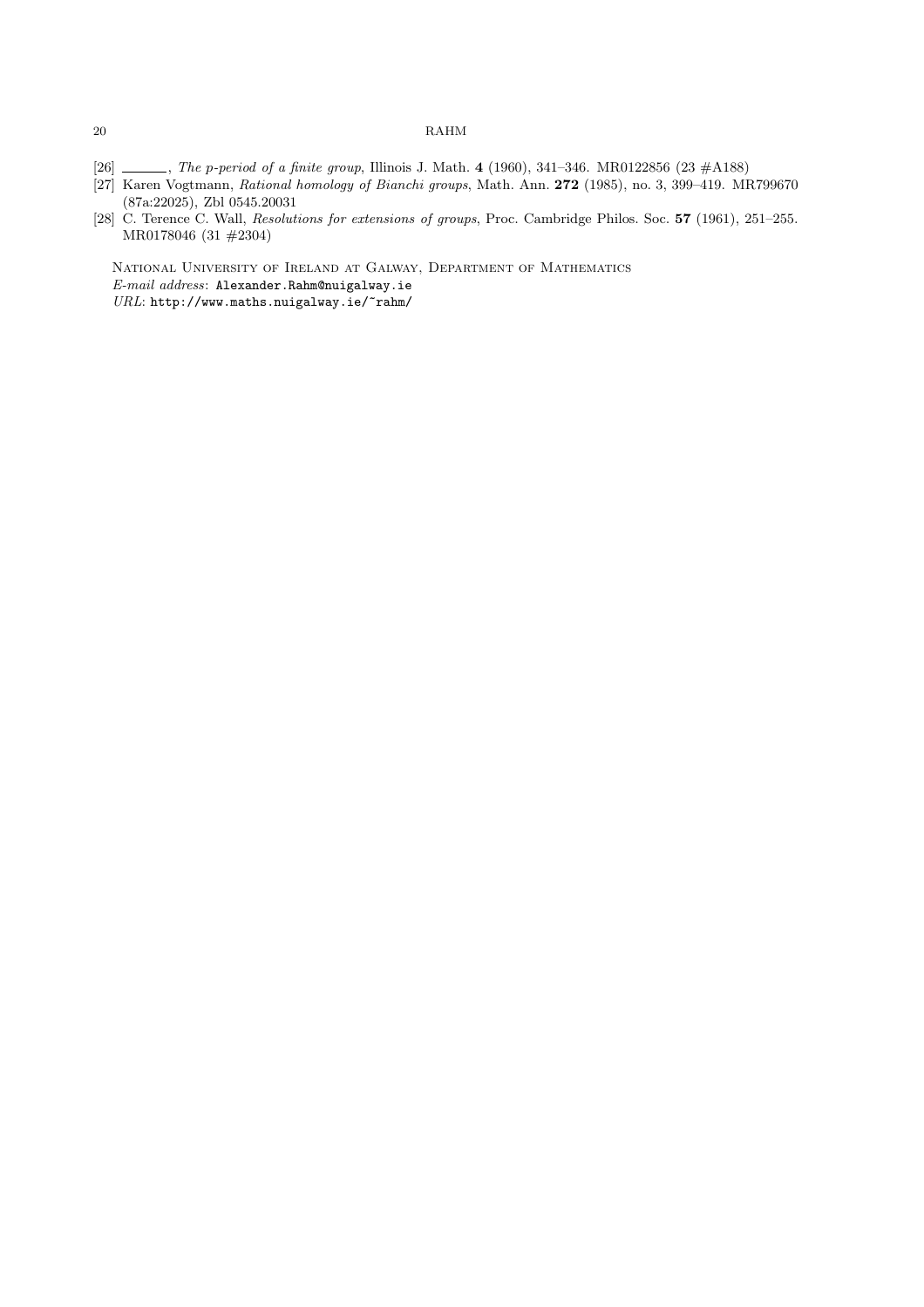[26] ———, *The p-period of a finite group*, Illinois J. Math. **4** (1960), 341–346. MR0122856 (23 #A188)

[27] Karen Vogtmann, *Rational homology of Bianchi groups*, Math. Ann. **272** (1985), no. 3, 399–419. MR799670 (87a:22025), Zbl 0545.20031

[28] C. Terence C. Wall, *Resolutions for extensions of groups*, Proc. Cambridge Philos. Soc. **57** (1961), 251–255. MR0178046 (31 #2304)

National University of Ireland at Galway, Department of Mathematics
*E-mail address*: `Alexander.Rahm@nuigalway.ie`
*URL*: `http://www.maths.nuigalway.ie/~rahm/`